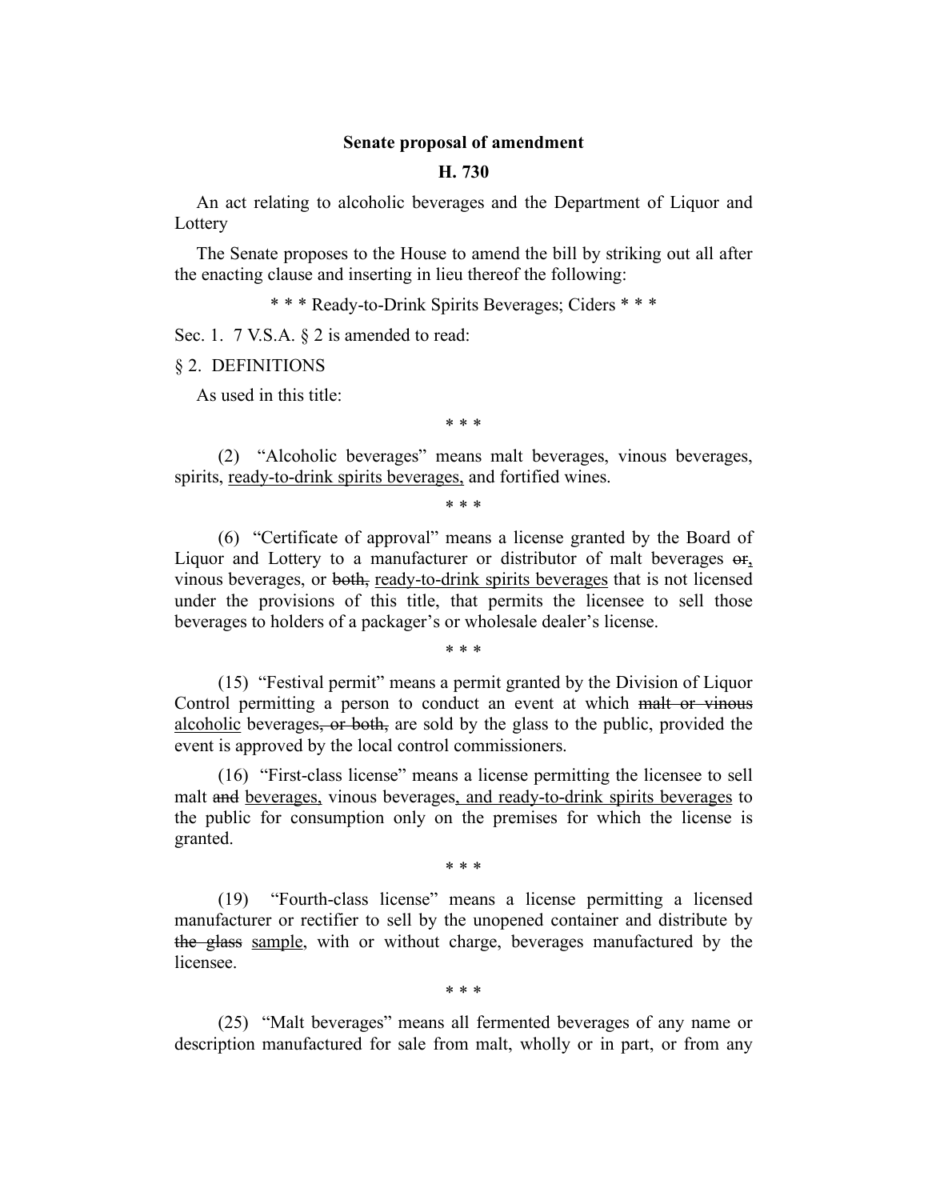**Senate proposal of amendment**

**H. 730**

An act relating to alcoholic beverages and the Department of Liquor and Lottery

The Senate proposes to the House to amend the bill by striking out all after the enacting clause and inserting in lieu thereof the following:

\* \* \* Ready-to-Drink Spirits Beverages; Ciders \* \* \*

Sec. 1. 7 V.S.A. § 2 is amended to read:

§ 2. DEFINITIONS

As used in this title:

\* \* \*

(2) "Alcoholic beverages" means malt beverages, vinous beverages, spirits, <u>ready-to-drink spirits beverages,</u> and fortified wines.

\* \* \*

(6) "Certificate of approval" means a license granted by the Board of Liquor and Lottery to a manufacturer or distributor of malt beverages ~~or~~<u>,</u> vinous beverages, or ~~both,~~ <u>ready-to-drink spirits beverages</u> that is not licensed under the provisions of this title, that permits the licensee to sell those beverages to holders of a packager's or wholesale dealer's license.

\* \* \*

(15) "Festival permit" means a permit granted by the Division of Liquor Control permitting a person to conduct an event at which ~~malt or vinous~~ <u>alcoholic</u> beverages~~, or both,~~ are sold by the glass to the public, provided the event is approved by the local control commissioners.

(16) "First-class license" means a license permitting the licensee to sell malt ~~and~~ <u>beverages,</u> vinous beverages<u>, and ready-to-drink spirits beverages</u> to the public for consumption only on the premises for which the license is granted.

\* \* \*

(19) "Fourth-class license" means a license permitting a licensed manufacturer or rectifier to sell by the unopened container and distribute by ~~the glass~~ <u>sample</u>, with or without charge, beverages manufactured by the licensee.

\* \* \*

(25) "Malt beverages" means all fermented beverages of any name or description manufactured for sale from malt, wholly or in part, or from any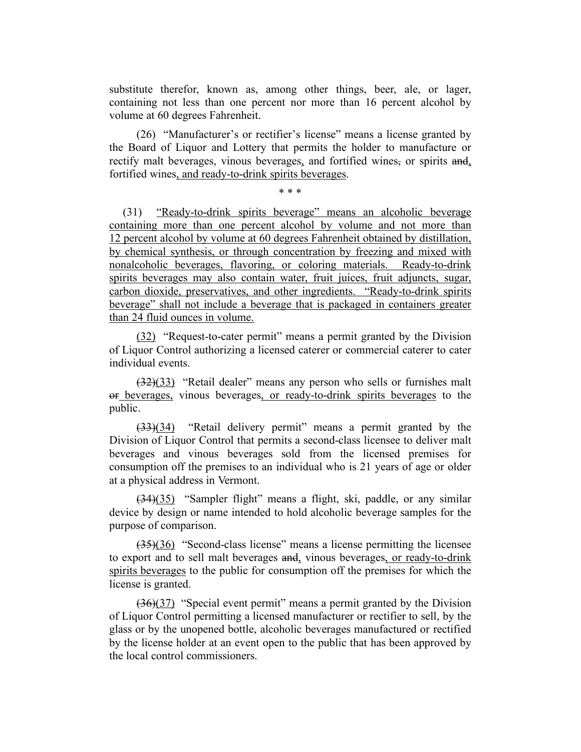substitute therefor, known as, among other things, beer, ale, or lager, containing not less than one percent nor more than 16 percent alcohol by volume at 60 degrees Fahrenheit.

(26) "Manufacturer's or rectifier's license" means a license granted by the Board of Liquor and Lottery that permits the holder to manufacture or rectify malt beverages, vinous beverages, and fortified wines, or spirits and, fortified wines, and ready-to-drink spirits beverages.

\* \* \*

(31) "Ready-to-drink spirits beverage" means an alcoholic beverage containing more than one percent alcohol by volume and not more than 12 percent alcohol by volume at 60 degrees Fahrenheit obtained by distillation, by chemical synthesis, or through concentration by freezing and mixed with nonalcoholic beverages, flavoring, or coloring materials. Ready-to-drink spirits beverages may also contain water, fruit juices, fruit adjuncts, sugar, carbon dioxide, preservatives, and other ingredients. "Ready-to-drink spirits beverage" shall not include a beverage that is packaged in containers greater than 24 fluid ounces in volume.

(32) "Request-to-cater permit" means a permit granted by the Division of Liquor Control authorizing a licensed caterer or commercial caterer to cater individual events.

~~(32)~~(33) "Retail dealer" means any person who sells or furnishes malt ~~or~~ beverages, vinous beverages, or ready-to-drink spirits beverages to the public.

~~(33)~~(34) "Retail delivery permit" means a permit granted by the Division of Liquor Control that permits a second-class licensee to deliver malt beverages and vinous beverages sold from the licensed premises for consumption off the premises to an individual who is 21 years of age or older at a physical address in Vermont.

~~(34)~~(35) "Sampler flight" means a flight, ski, paddle, or any similar device by design or name intended to hold alcoholic beverage samples for the purpose of comparison.

~~(35)~~(36) "Second-class license" means a license permitting the licensee to export and to sell malt beverages ~~and~~, vinous beverages, or ready-to-drink spirits beverages to the public for consumption off the premises for which the license is granted.

~~(36)~~(37) "Special event permit" means a permit granted by the Division of Liquor Control permitting a licensed manufacturer or rectifier to sell, by the glass or by the unopened bottle, alcoholic beverages manufactured or rectified by the license holder at an event open to the public that has been approved by the local control commissioners.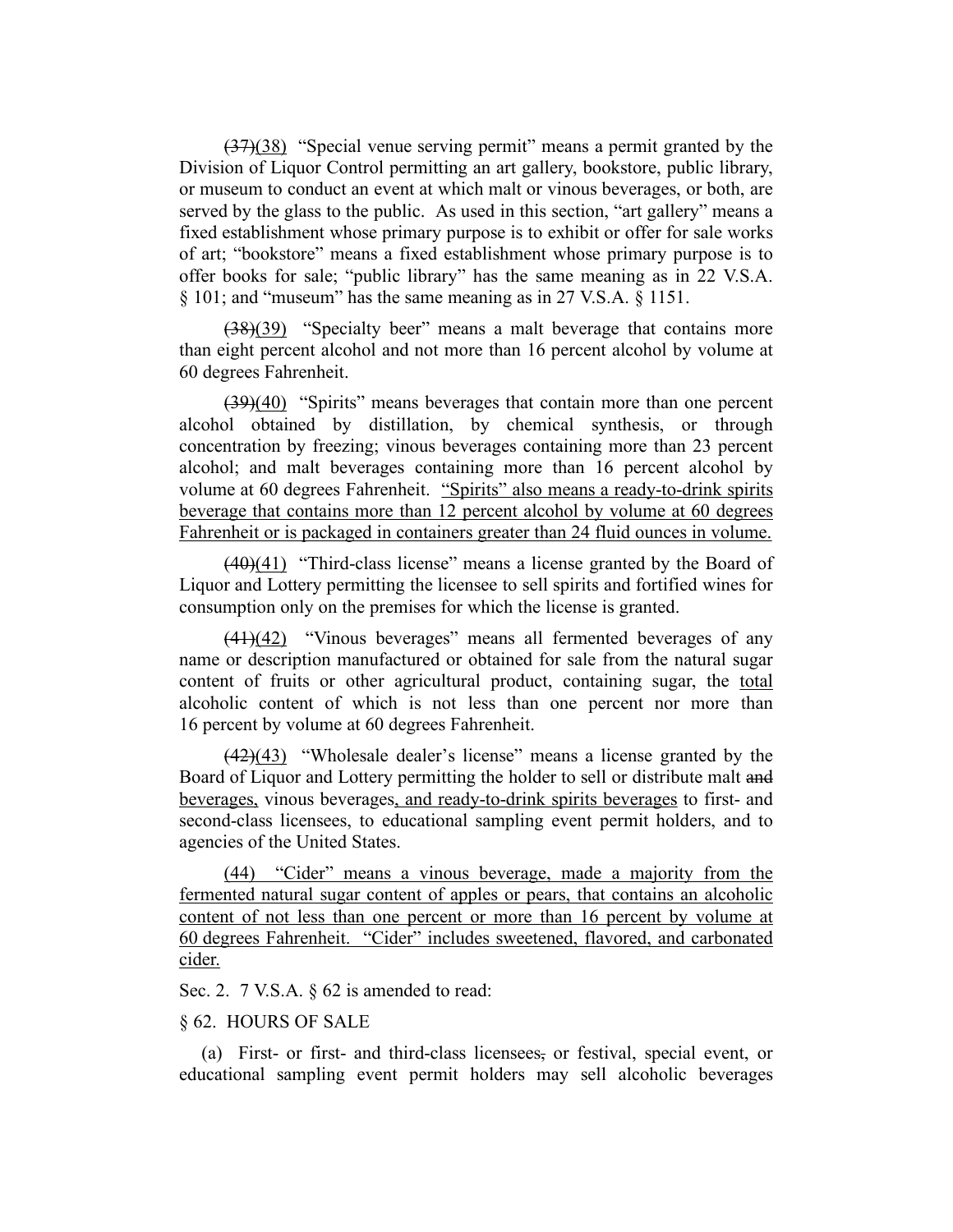~~(37)~~<u>(38)</u> "Special venue serving permit" means a permit granted by the Division of Liquor Control permitting an art gallery, bookstore, public library, or museum to conduct an event at which malt or vinous beverages, or both, are served by the glass to the public. As used in this section, "art gallery" means a fixed establishment whose primary purpose is to exhibit or offer for sale works of art; "bookstore" means a fixed establishment whose primary purpose is to offer books for sale; "public library" has the same meaning as in 22 V.S.A. § 101; and "museum" has the same meaning as in 27 V.S.A. § 1151.

~~(38)~~<u>(39)</u> "Specialty beer" means a malt beverage that contains more than eight percent alcohol and not more than 16 percent alcohol by volume at 60 degrees Fahrenheit.

~~(39)~~<u>(40)</u> "Spirits" means beverages that contain more than one percent alcohol obtained by distillation, by chemical synthesis, or through concentration by freezing; vinous beverages containing more than 23 percent alcohol; and malt beverages containing more than 16 percent alcohol by volume at 60 degrees Fahrenheit. <u>"Spirits" also means a ready-to-drink spirits beverage that contains more than 12 percent alcohol by volume at 60 degrees Fahrenheit or is packaged in containers greater than 24 fluid ounces in volume.</u>

~~(40)~~<u>(41)</u> "Third-class license" means a license granted by the Board of Liquor and Lottery permitting the licensee to sell spirits and fortified wines for consumption only on the premises for which the license is granted.

~~(41)~~<u>(42)</u> "Vinous beverages" means all fermented beverages of any name or description manufactured or obtained for sale from the natural sugar content of fruits or other agricultural product, containing sugar, the <u>total</u> alcoholic content of which is not less than one percent nor more than 16 percent by volume at 60 degrees Fahrenheit.

~~(42)~~<u>(43)</u> "Wholesale dealer's license" means a license granted by the Board of Liquor and Lottery permitting the holder to sell or distribute malt ~~and~~ <u>beverages,</u> vinous beverages<u>, and ready-to-drink spirits beverages</u> to first- and second-class licensees, to educational sampling event permit holders, and to agencies of the United States.

<u>(44) "Cider" means a vinous beverage, made a majority from the fermented natural sugar content of apples or pears, that contains an alcoholic content of not less than one percent or more than 16 percent by volume at 60 degrees Fahrenheit. "Cider" includes sweetened, flavored, and carbonated cider.</u>

Sec. 2. 7 V.S.A. § 62 is amended to read:

§ 62. HOURS OF SALE

(a) First- or first- and third-class licensees~~,~~ or festival, special event, or educational sampling event permit holders may sell alcoholic beverages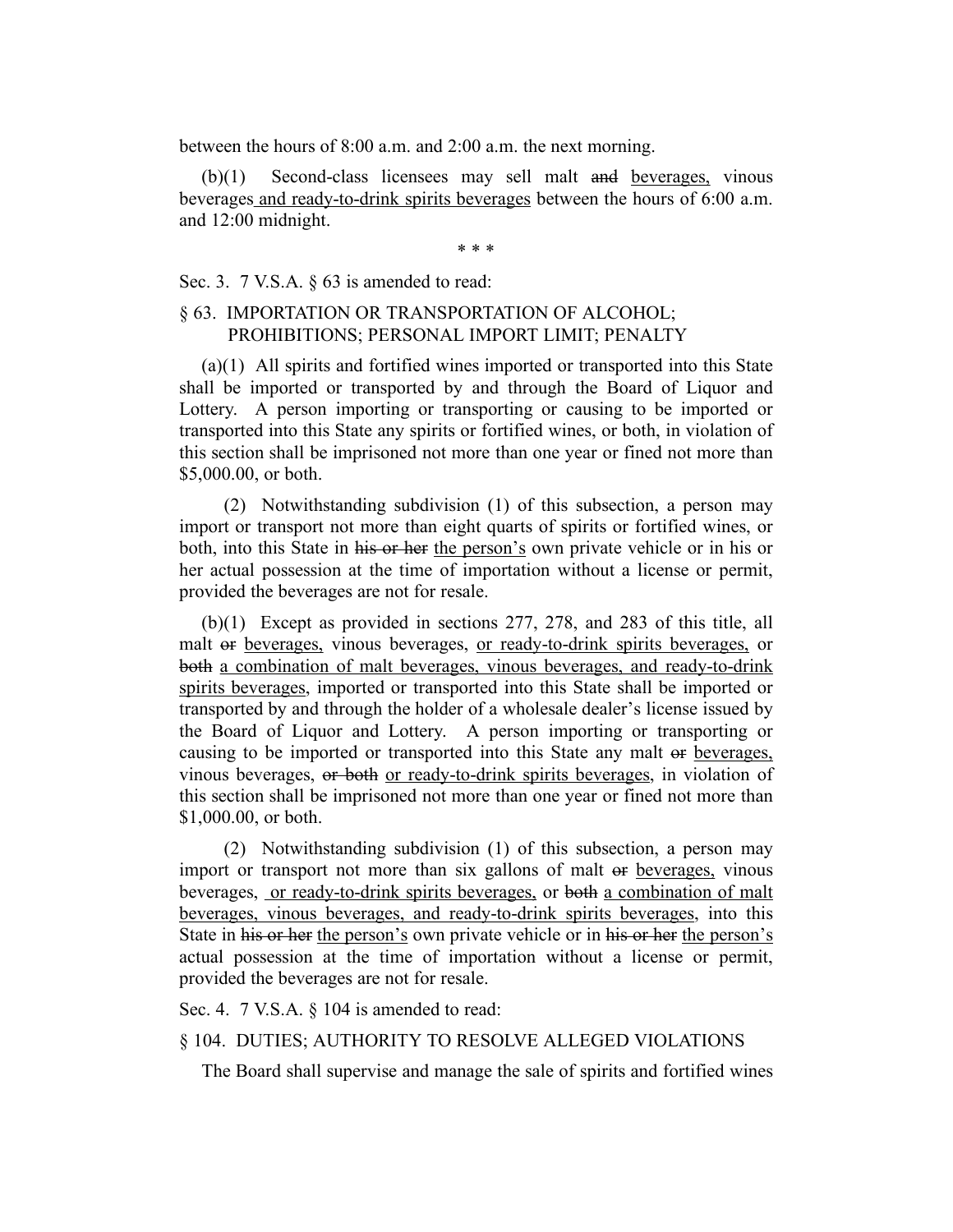between the hours of 8:00 a.m. and 2:00 a.m. the next morning.

(b)(1) Second-class licensees may sell malt ~~and~~ <u>beverages,</u> vinous beverages <u>and ready-to-drink spirits beverages</u> between the hours of 6:00 a.m. and 12:00 midnight.

\* \* \*

Sec. 3. 7 V.S.A. § 63 is amended to read:

§ 63. IMPORTATION OR TRANSPORTATION OF ALCOHOL; PROHIBITIONS; PERSONAL IMPORT LIMIT; PENALTY

(a)(1) All spirits and fortified wines imported or transported into this State shall be imported or transported by and through the Board of Liquor and Lottery. A person importing or transporting or causing to be imported or transported into this State any spirits or fortified wines, or both, in violation of this section shall be imprisoned not more than one year or fined not more than $5,000.00, or both.

(2) Notwithstanding subdivision (1) of this subsection, a person may import or transport not more than eight quarts of spirits or fortified wines, or both, into this State in ~~his or her~~ <u>the person's</u> own private vehicle or in his or her actual possession at the time of importation without a license or permit, provided the beverages are not for resale.

(b)(1) Except as provided in sections 277, 278, and 283 of this title, all malt ~~or~~ <u>beverages,</u> vinous beverages, <u>or ready-to-drink spirits beverages,</u> or ~~both~~ <u>a combination of malt beverages, vinous beverages, and ready-to-drink spirits beverages</u>, imported or transported into this State shall be imported or transported by and through the holder of a wholesale dealer's license issued by the Board of Liquor and Lottery. A person importing or transporting or causing to be imported or transported into this State any malt ~~or~~ <u>beverages,</u> vinous beverages, ~~or both~~ <u>or ready-to-drink spirits beverages</u>, in violation of this section shall be imprisoned not more than one year or fined not more than $1,000.00, or both.

(2) Notwithstanding subdivision (1) of this subsection, a person may import or transport not more than six gallons of malt ~~or~~ <u>beverages,</u> vinous beverages, <u>or ready-to-drink spirits beverages,</u> or ~~both~~ <u>a combination of malt beverages, vinous beverages, and ready-to-drink spirits beverages</u>, into this State in ~~his or her~~ <u>the person's</u> own private vehicle or in ~~his or her~~ <u>the person's</u> actual possession at the time of importation without a license or permit, provided the beverages are not for resale.

Sec. 4. 7 V.S.A. § 104 is amended to read:

§ 104. DUTIES; AUTHORITY TO RESOLVE ALLEGED VIOLATIONS

The Board shall supervise and manage the sale of spirits and fortified wines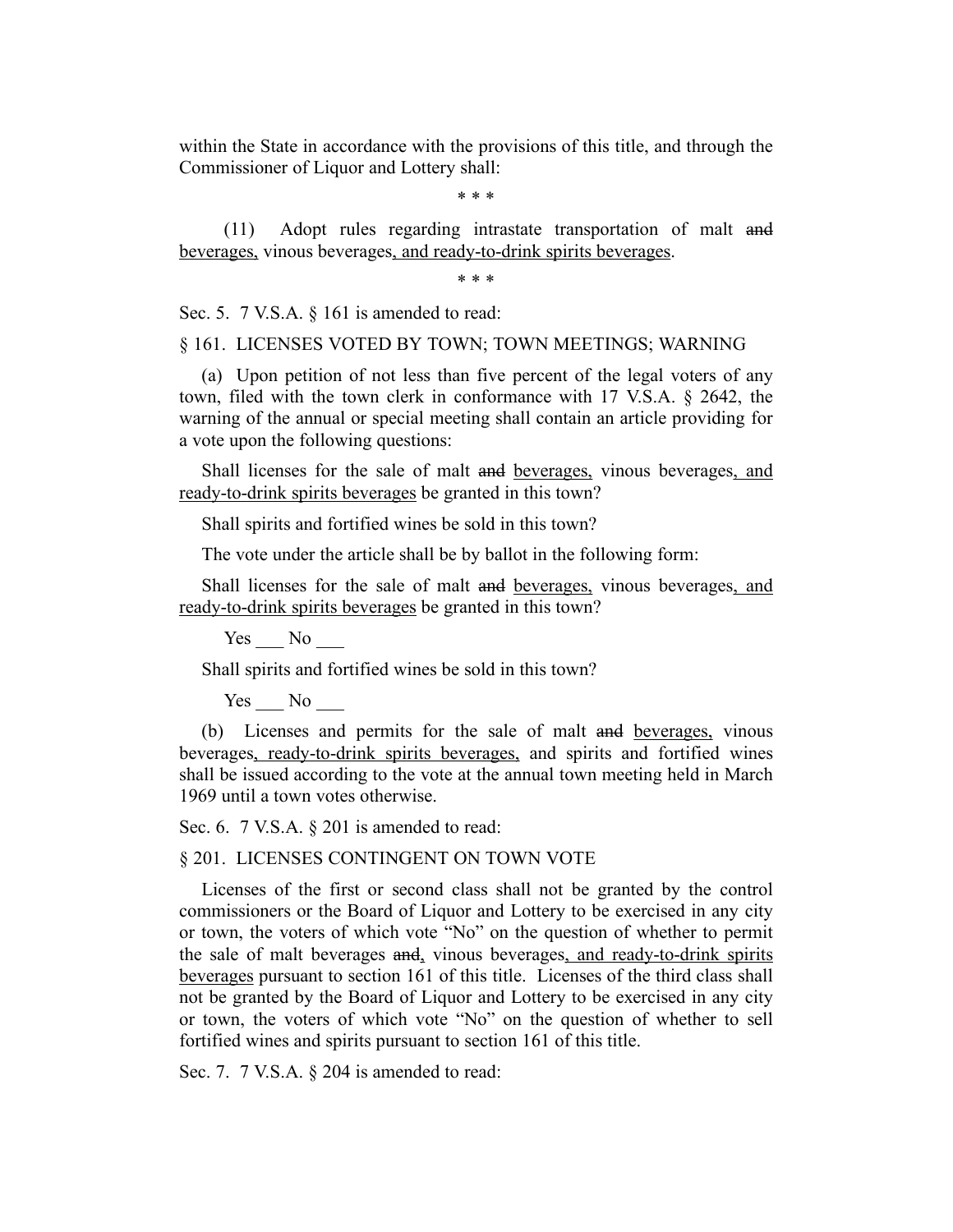within the State in accordance with the provisions of this title, and through the Commissioner of Liquor and Lottery shall:

\* \* \*

(11) Adopt rules regarding intrastate transportation of malt ~~and~~ <u>beverages,</u> vinous beverages<u>, and ready-to-drink spirits beverages</u>.

\* \* \*

Sec. 5. 7 V.S.A. § 161 is amended to read:

§ 161. LICENSES VOTED BY TOWN; TOWN MEETINGS; WARNING

(a) Upon petition of not less than five percent of the legal voters of any town, filed with the town clerk in conformance with 17 V.S.A. § 2642, the warning of the annual or special meeting shall contain an article providing for a vote upon the following questions:

Shall licenses for the sale of malt ~~and~~ <u>beverages,</u> vinous beverages<u>, and ready-to-drink spirits beverages</u> be granted in this town?

Shall spirits and fortified wines be sold in this town?

The vote under the article shall be by ballot in the following form:

Shall licenses for the sale of malt ~~and~~ <u>beverages,</u> vinous beverages<u>, and ready-to-drink spirits beverages</u> be granted in this town?

Yes ___ No ___

Shall spirits and fortified wines be sold in this town?

Yes ___ No ___

(b) Licenses and permits for the sale of malt ~~and~~ <u>beverages,</u> vinous beverages<u>, ready-to-drink spirits beverages,</u> and spirits and fortified wines shall be issued according to the vote at the annual town meeting held in March 1969 until a town votes otherwise.

Sec. 6. 7 V.S.A. § 201 is amended to read:

§ 201. LICENSES CONTINGENT ON TOWN VOTE

Licenses of the first or second class shall not be granted by the control commissioners or the Board of Liquor and Lottery to be exercised in any city or town, the voters of which vote "No" on the question of whether to permit the sale of malt beverages ~~and~~<u>,</u> vinous beverages<u>, and ready-to-drink spirits beverages</u> pursuant to section 161 of this title. Licenses of the third class shall not be granted by the Board of Liquor and Lottery to be exercised in any city or town, the voters of which vote "No" on the question of whether to sell fortified wines and spirits pursuant to section 161 of this title.

Sec. 7. 7 V.S.A. § 204 is amended to read: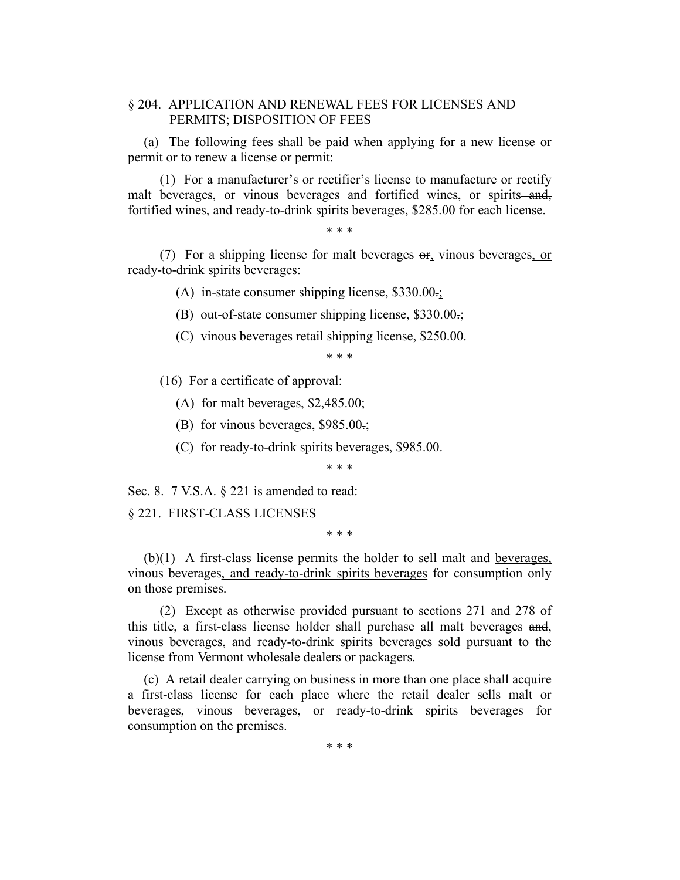§ 204. APPLICATION AND RENEWAL FEES FOR LICENSES AND PERMITS; DISPOSITION OF FEES

(a) The following fees shall be paid when applying for a new license or permit or to renew a license or permit:

(1) For a manufacturer's or rectifier's license to manufacture or rectify malt beverages, or vinous beverages and fortified wines, or spirits ~~and~~<u>,</u> fortified wines<u>, and ready-to-drink spirits beverages</u>, $285.00 for each license.

\* \* \*

(7) For a shipping license for malt beverages ~~or~~<u>,</u> vinous beverages<u>, or ready-to-drink spirits beverages</u>:

(A) in-state consumer shipping license, $330.00~~.~~<u>;</u>

(B) out-of-state consumer shipping license, $330.00~~.~~<u>;</u>

(C) vinous beverages retail shipping license, $250.00.

\* \* \*

(16) For a certificate of approval:

(A) for malt beverages, $2,485.00;

(B) for vinous beverages, $985.00~~.~~<u>;</u>

<u>(C) for ready-to-drink spirits beverages, $985.00.</u>

\* \* \*

Sec. 8. 7 V.S.A. § 221 is amended to read:

§ 221. FIRST-CLASS LICENSES

\* \* \*

(b)(1) A first-class license permits the holder to sell malt ~~and~~ <u>beverages,</u> vinous beverages<u>, and ready-to-drink spirits beverages</u> for consumption only on those premises.

(2) Except as otherwise provided pursuant to sections 271 and 278 of this title, a first-class license holder shall purchase all malt beverages ~~and~~<u>,</u> vinous beverages<u>, and ready-to-drink spirits beverages</u> sold pursuant to the license from Vermont wholesale dealers or packagers.

(c) A retail dealer carrying on business in more than one place shall acquire a first-class license for each place where the retail dealer sells malt ~~or~~ <u>beverages,</u> vinous beverages<u>, or ready-to-drink spirits beverages</u> for consumption on the premises.

\* \* \*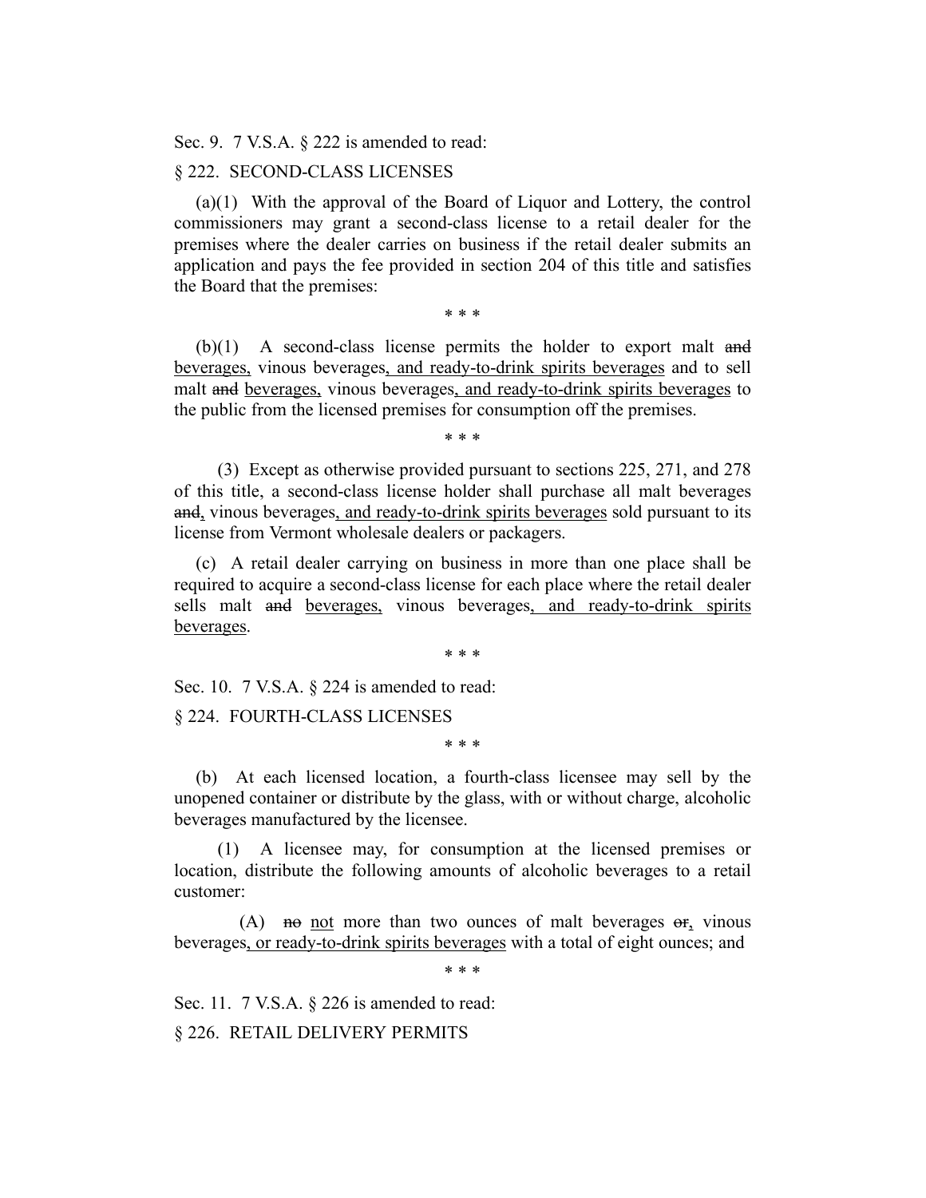Sec. 9. 7 V.S.A. § 222 is amended to read:

§ 222. SECOND-CLASS LICENSES

(a)(1) With the approval of the Board of Liquor and Lottery, the control commissioners may grant a second-class license to a retail dealer for the premises where the dealer carries on business if the retail dealer submits an application and pays the fee provided in section 204 of this title and satisfies the Board that the premises:

\* \* \*

(b)(1) A second-class license permits the holder to export malt ~~and~~ beverages, vinous beverages, and ready-to-drink spirits beverages and to sell malt ~~and~~ beverages, vinous beverages, and ready-to-drink spirits beverages to the public from the licensed premises for consumption off the premises.

\* \* \*

(3) Except as otherwise provided pursuant to sections 225, 271, and 278 of this title, a second-class license holder shall purchase all malt beverages ~~and~~, vinous beverages, and ready-to-drink spirits beverages sold pursuant to its license from Vermont wholesale dealers or packagers.

(c) A retail dealer carrying on business in more than one place shall be required to acquire a second-class license for each place where the retail dealer sells malt ~~and~~ beverages, vinous beverages, and ready-to-drink spirits beverages.

\* \* \*

Sec. 10. 7 V.S.A. § 224 is amended to read:

§ 224. FOURTH-CLASS LICENSES

\* \* \*

(b) At each licensed location, a fourth-class licensee may sell by the unopened container or distribute by the glass, with or without charge, alcoholic beverages manufactured by the licensee.

(1) A licensee may, for consumption at the licensed premises or location, distribute the following amounts of alcoholic beverages to a retail customer:

(A) ~~no~~ not more than two ounces of malt beverages ~~or~~, vinous beverages, or ready-to-drink spirits beverages with a total of eight ounces; and

\* \* \*

Sec. 11. 7 V.S.A. § 226 is amended to read:

§ 226. RETAIL DELIVERY PERMITS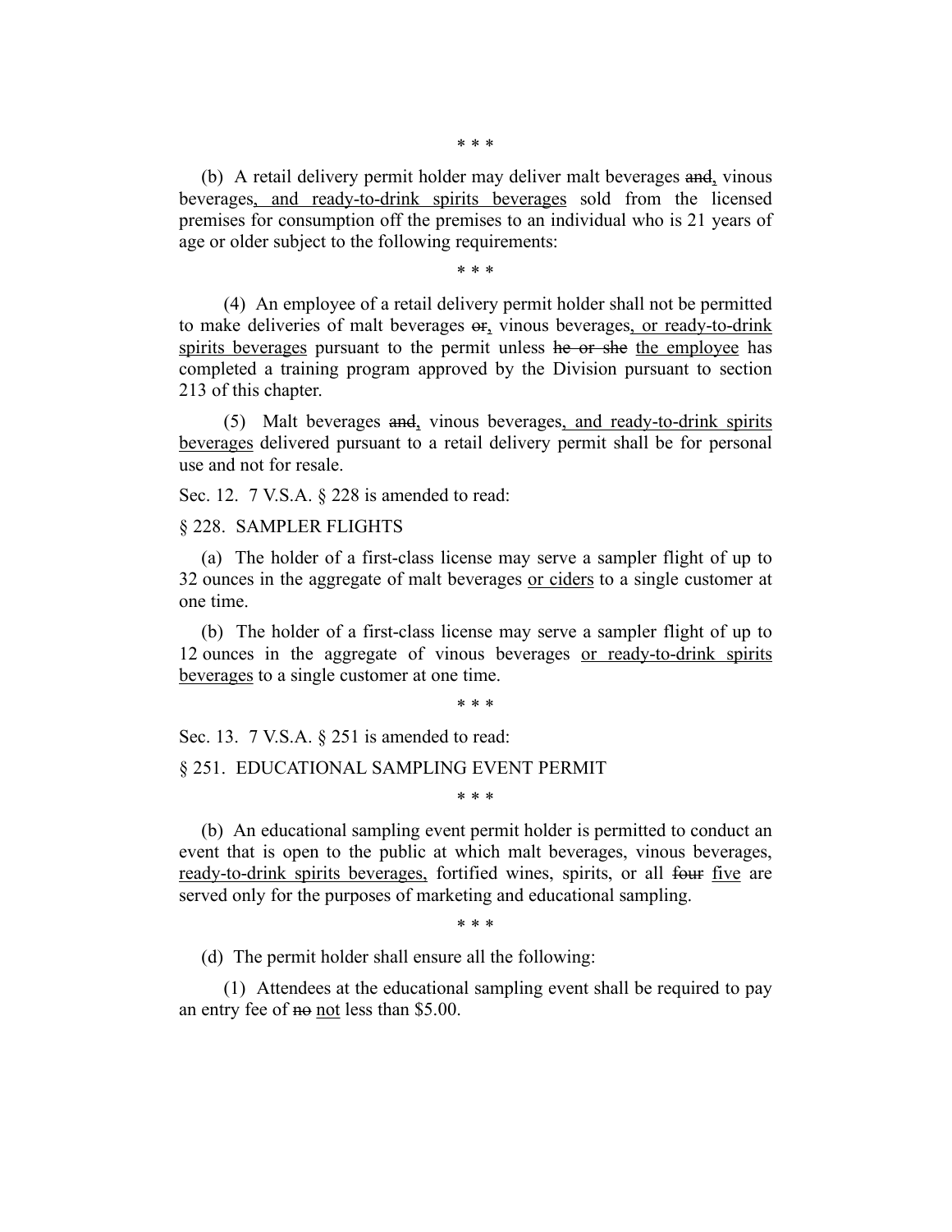\* \* \*

(b) A retail delivery permit holder may deliver malt beverages ~~and~~<u>,</u> vinous beverages<u>, and ready-to-drink spirits beverages</u> sold from the licensed premises for consumption off the premises to an individual who is 21 years of age or older subject to the following requirements:

\* \* \*

(4) An employee of a retail delivery permit holder shall not be permitted to make deliveries of malt beverages ~~or~~<u>,</u> vinous beverages<u>, or ready-to-drink spirits beverages</u> pursuant to the permit unless ~~he or she~~ <u>the employee</u> has completed a training program approved by the Division pursuant to section 213 of this chapter.

(5) Malt beverages ~~and~~<u>,</u> vinous beverages<u>, and ready-to-drink spirits beverages</u> delivered pursuant to a retail delivery permit shall be for personal use and not for resale.

Sec. 12. 7 V.S.A. § 228 is amended to read:

§ 228. SAMPLER FLIGHTS

(a) The holder of a first-class license may serve a sampler flight of up to 32 ounces in the aggregate of malt beverages <u>or ciders</u> to a single customer at one time.

(b) The holder of a first-class license may serve a sampler flight of up to 12 ounces in the aggregate of vinous beverages <u>or ready-to-drink spirits beverages</u> to a single customer at one time.

\* \* \*

Sec. 13. 7 V.S.A. § 251 is amended to read:

§ 251. EDUCATIONAL SAMPLING EVENT PERMIT

\* \* \*

(b) An educational sampling event permit holder is permitted to conduct an event that is open to the public at which malt beverages, vinous beverages, <u>ready-to-drink spirits beverages,</u> fortified wines, spirits, or all ~~four~~ <u>five</u> are served only for the purposes of marketing and educational sampling.

\* \* \*

(d) The permit holder shall ensure all the following:

(1) Attendees at the educational sampling event shall be required to pay an entry fee of ~~no~~ <u>not</u> less than $5.00.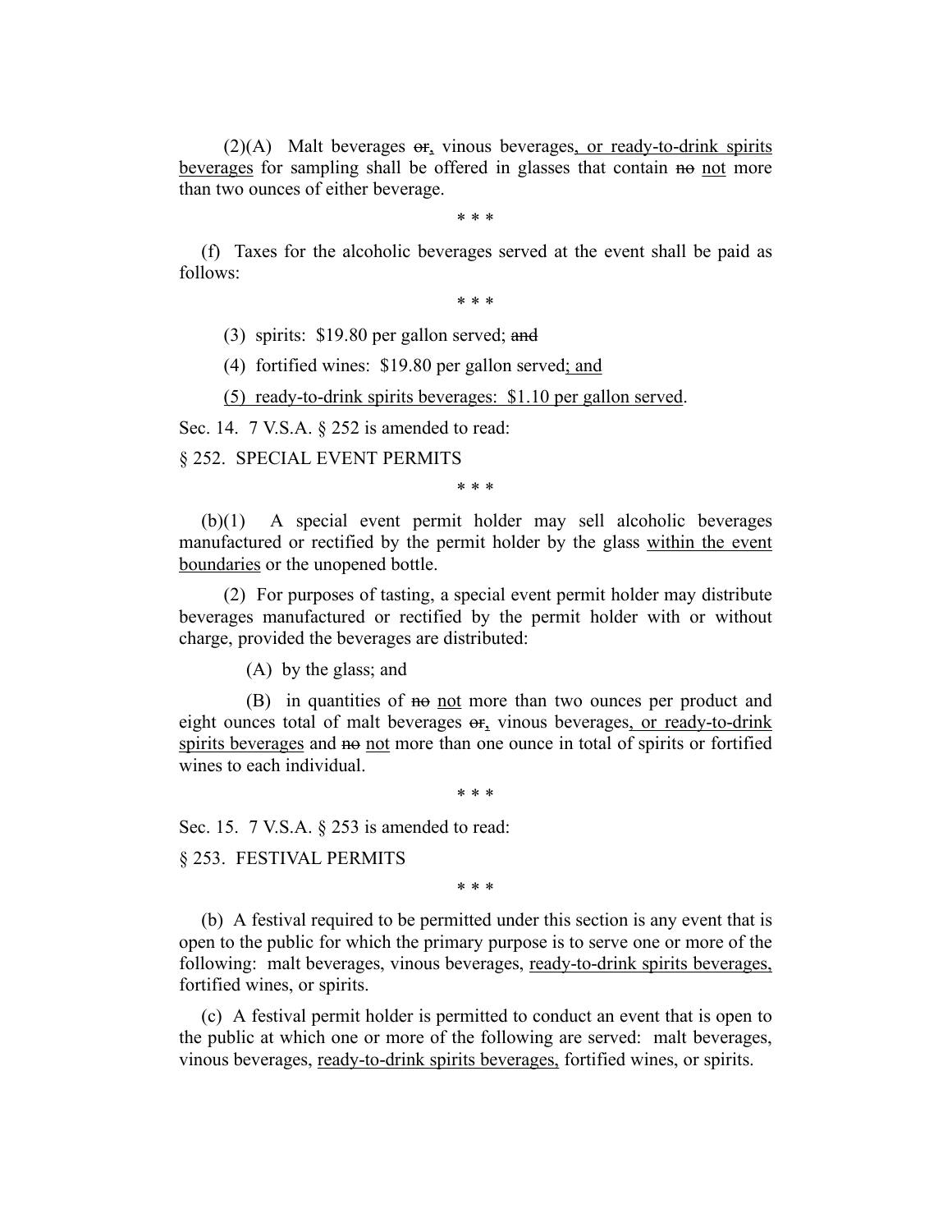(2)(A) Malt beverages ~~or~~, vinous beverages, or ready-to-drink spirits beverages for sampling shall be offered in glasses that contain ~~no~~ not more than two ounces of either beverage.

\* \* \*

(f) Taxes for the alcoholic beverages served at the event shall be paid as follows:

\* \* \*

(3) spirits: $19.80 per gallon served; ~~and~~

(4) fortified wines: $19.80 per gallon served; and

(5) ready-to-drink spirits beverages: $1.10 per gallon served.

Sec. 14. 7 V.S.A. § 252 is amended to read:

§ 252. SPECIAL EVENT PERMITS

\* \* \*

(b)(1) A special event permit holder may sell alcoholic beverages manufactured or rectified by the permit holder by the glass within the event boundaries or the unopened bottle.

(2) For purposes of tasting, a special event permit holder may distribute beverages manufactured or rectified by the permit holder with or without charge, provided the beverages are distributed:

(A) by the glass; and

(B) in quantities of ~~no~~ not more than two ounces per product and eight ounces total of malt beverages ~~or~~, vinous beverages, or ready-to-drink spirits beverages and ~~no~~ not more than one ounce in total of spirits or fortified wines to each individual.

\* \* \*

Sec. 15. 7 V.S.A. § 253 is amended to read:

§ 253. FESTIVAL PERMITS

\* \* \*

(b) A festival required to be permitted under this section is any event that is open to the public for which the primary purpose is to serve one or more of the following: malt beverages, vinous beverages, ready-to-drink spirits beverages, fortified wines, or spirits.

(c) A festival permit holder is permitted to conduct an event that is open to the public at which one or more of the following are served: malt beverages, vinous beverages, ready-to-drink spirits beverages, fortified wines, or spirits.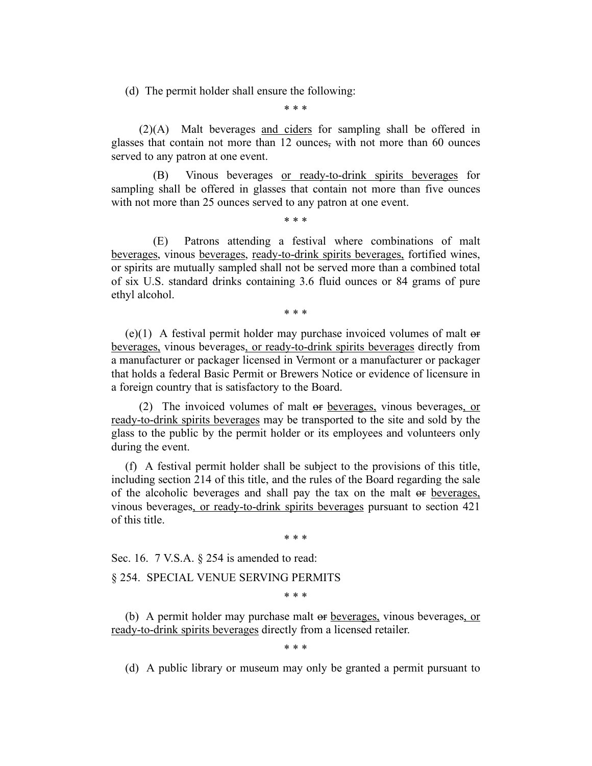(d) The permit holder shall ensure the following:

\* \* \*

(2)(A) Malt beverages <u>and ciders</u> for sampling shall be offered in glasses that contain not more than 12 ounces~~,~~ with not more than 60 ounces served to any patron at one event.

(B) Vinous beverages <u>or ready-to-drink spirits beverages</u> for sampling shall be offered in glasses that contain not more than five ounces with not more than 25 ounces served to any patron at one event.

\* \* \*

(E) Patrons attending a festival where combinations of malt <u>beverages</u>, vinous <u>beverages</u>, <u>ready-to-drink spirits beverages,</u> fortified wines, or spirits are mutually sampled shall not be served more than a combined total of six U.S. standard drinks containing 3.6 fluid ounces or 84 grams of pure ethyl alcohol.

\* \* \*

(e)(1) A festival permit holder may purchase invoiced volumes of malt ~~or~~ <u>beverages,</u> vinous beverages<u>, or ready-to-drink spirits beverages</u> directly from a manufacturer or packager licensed in Vermont or a manufacturer or packager that holds a federal Basic Permit or Brewers Notice or evidence of licensure in a foreign country that is satisfactory to the Board.

(2) The invoiced volumes of malt ~~or~~ <u>beverages,</u> vinous beverages<u>, or ready-to-drink spirits beverages</u> may be transported to the site and sold by the glass to the public by the permit holder or its employees and volunteers only during the event.

(f) A festival permit holder shall be subject to the provisions of this title, including section 214 of this title, and the rules of the Board regarding the sale of the alcoholic beverages and shall pay the tax on the malt ~~or~~ <u>beverages,</u> vinous beverages<u>, or ready-to-drink spirits beverages</u> pursuant to section 421 of this title.

\* \* \*

Sec. 16. 7 V.S.A. § 254 is amended to read:

§ 254. SPECIAL VENUE SERVING PERMITS

\* \* \*

(b) A permit holder may purchase malt ~~or~~ <u>beverages,</u> vinous beverages<u>, or ready-to-drink spirits beverages</u> directly from a licensed retailer.

\* \* \*

(d) A public library or museum may only be granted a permit pursuant to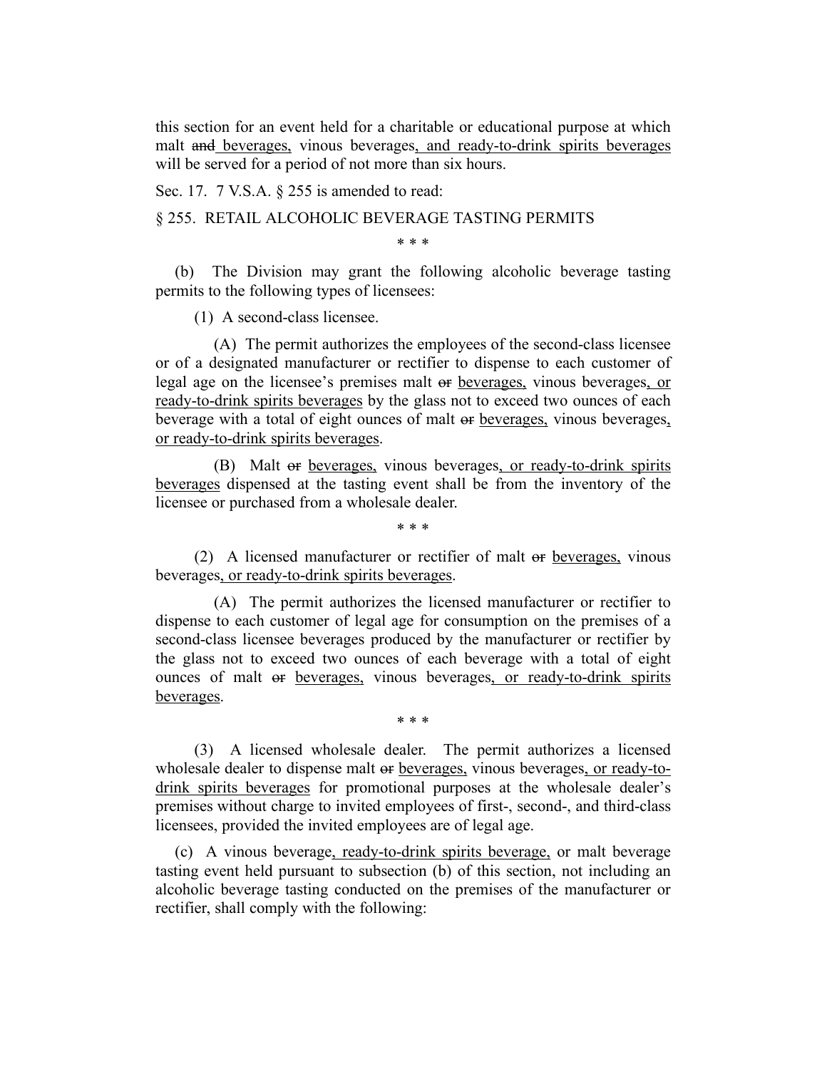this section for an event held for a charitable or educational purpose at which malt ~~and~~ beverages, vinous beverages, and ready-to-drink spirits beverages will be served for a period of not more than six hours.

Sec. 17. 7 V.S.A. § 255 is amended to read:

§ 255. RETAIL ALCOHOLIC BEVERAGE TASTING PERMITS

\* \* \*

(b) The Division may grant the following alcoholic beverage tasting permits to the following types of licensees:

(1) A second-class licensee.

(A) The permit authorizes the employees of the second-class licensee or of a designated manufacturer or rectifier to dispense to each customer of legal age on the licensee's premises malt ~~or~~ beverages, vinous beverages, or ready-to-drink spirits beverages by the glass not to exceed two ounces of each beverage with a total of eight ounces of malt ~~or~~ beverages, vinous beverages, or ready-to-drink spirits beverages.

(B) Malt ~~or~~ beverages, vinous beverages, or ready-to-drink spirits beverages dispensed at the tasting event shall be from the inventory of the licensee or purchased from a wholesale dealer.

\* \* \*

(2) A licensed manufacturer or rectifier of malt ~~or~~ beverages, vinous beverages, or ready-to-drink spirits beverages.

(A) The permit authorizes the licensed manufacturer or rectifier to dispense to each customer of legal age for consumption on the premises of a second-class licensee beverages produced by the manufacturer or rectifier by the glass not to exceed two ounces of each beverage with a total of eight ounces of malt ~~or~~ beverages, vinous beverages, or ready-to-drink spirits beverages.

\* \* \*

(3) A licensed wholesale dealer. The permit authorizes a licensed wholesale dealer to dispense malt ~~or~~ beverages, vinous beverages, or ready-to-drink spirits beverages for promotional purposes at the wholesale dealer's premises without charge to invited employees of first-, second-, and third-class licensees, provided the invited employees are of legal age.

(c) A vinous beverage, ready-to-drink spirits beverage, or malt beverage tasting event held pursuant to subsection (b) of this section, not including an alcoholic beverage tasting conducted on the premises of the manufacturer or rectifier, shall comply with the following: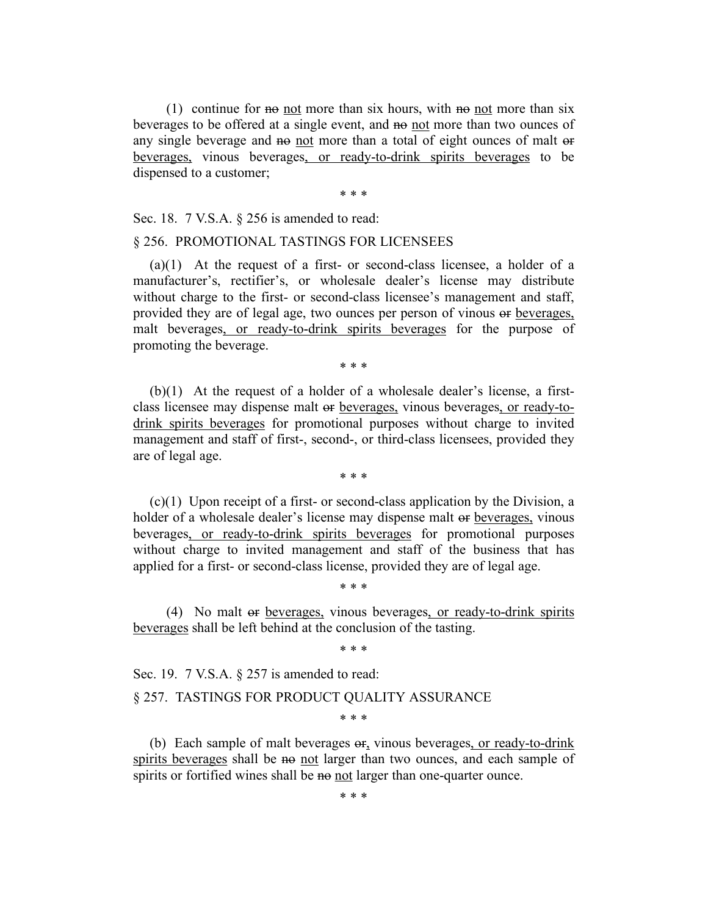(1) continue for ~~no~~ not more than six hours, with ~~no~~ not more than six beverages to be offered at a single event, and ~~no~~ not more than two ounces of any single beverage and ~~no~~ not more than a total of eight ounces of malt ~~or~~ beverages, vinous beverages, or ready-to-drink spirits beverages to be dispensed to a customer;

\* \* \*

Sec. 18. 7 V.S.A. § 256 is amended to read:

§ 256. PROMOTIONAL TASTINGS FOR LICENSEES

(a)(1) At the request of a first- or second-class licensee, a holder of a manufacturer's, rectifier's, or wholesale dealer's license may distribute without charge to the first- or second-class licensee's management and staff, provided they are of legal age, two ounces per person of vinous ~~or~~ beverages, malt beverages, or ready-to-drink spirits beverages for the purpose of promoting the beverage.

\* \* \*

(b)(1) At the request of a holder of a wholesale dealer's license, a first-class licensee may dispense malt ~~or~~ beverages, vinous beverages, or ready-to-drink spirits beverages for promotional purposes without charge to invited management and staff of first-, second-, or third-class licensees, provided they are of legal age.

\* \* \*

(c)(1) Upon receipt of a first- or second-class application by the Division, a holder of a wholesale dealer's license may dispense malt ~~or~~ beverages, vinous beverages, or ready-to-drink spirits beverages for promotional purposes without charge to invited management and staff of the business that has applied for a first- or second-class license, provided they are of legal age.

\* \* \*

(4) No malt ~~or~~ beverages, vinous beverages, or ready-to-drink spirits beverages shall be left behind at the conclusion of the tasting.

\* \* \*

Sec. 19. 7 V.S.A. § 257 is amended to read:

§ 257. TASTINGS FOR PRODUCT QUALITY ASSURANCE

\* \* \*

(b) Each sample of malt beverages ~~or~~, vinous beverages, or ready-to-drink spirits beverages shall be ~~no~~ not larger than two ounces, and each sample of spirits or fortified wines shall be ~~no~~ not larger than one-quarter ounce.

\* \* \*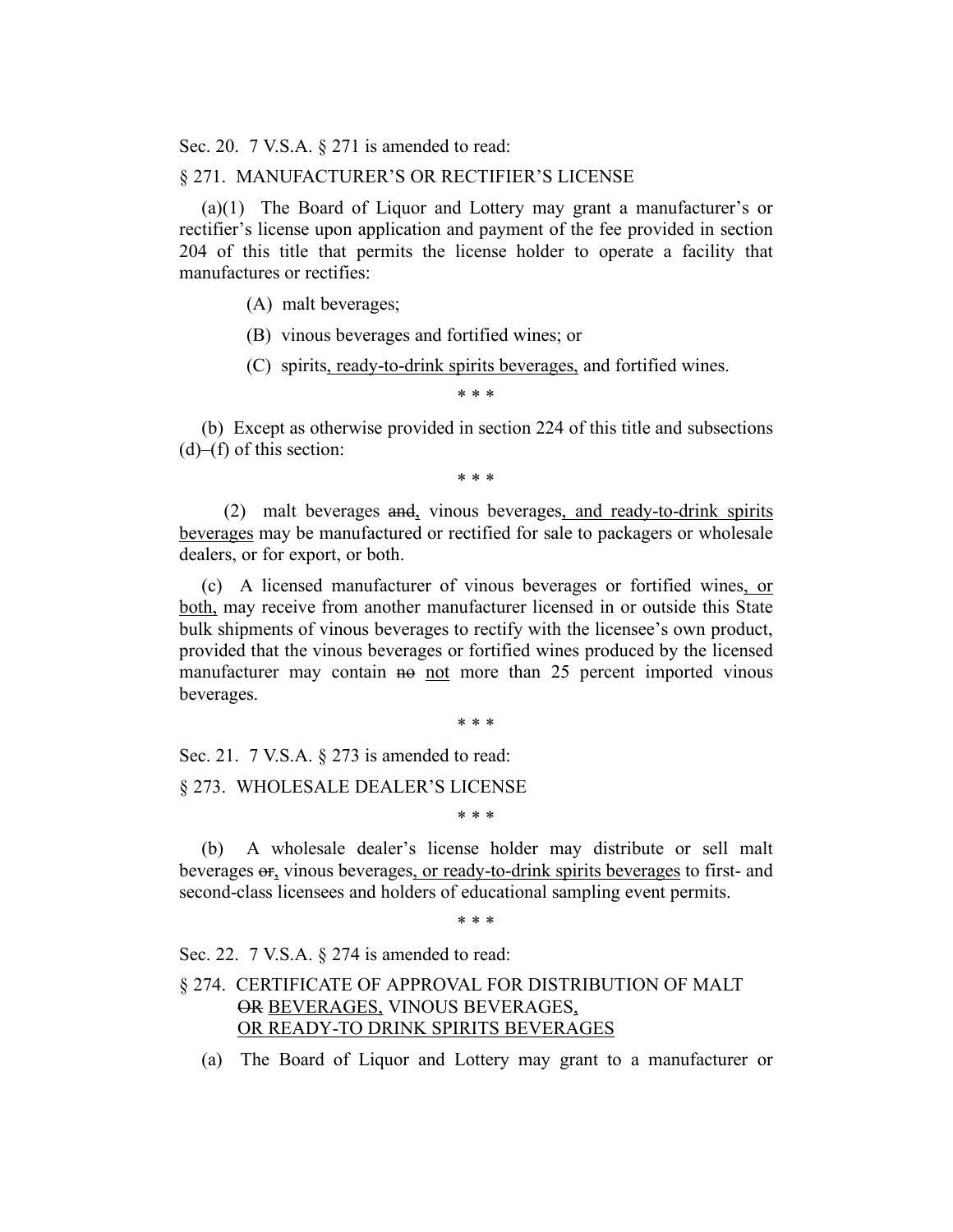Sec. 20. 7 V.S.A. § 271 is amended to read:

§ 271. MANUFACTURER'S OR RECTIFIER'S LICENSE

(a)(1) The Board of Liquor and Lottery may grant a manufacturer's or rectifier's license upon application and payment of the fee provided in section 204 of this title that permits the license holder to operate a facility that manufactures or rectifies:

(A) malt beverages;

(B) vinous beverages and fortified wines; or

(C) spirits, ready-to-drink spirits beverages, and fortified wines.

\* \* \*

(b) Except as otherwise provided in section 224 of this title and subsections (d)–(f) of this section:

\* \* \*

(2) malt beverages ~~and~~, vinous beverages, and ready-to-drink spirits beverages may be manufactured or rectified for sale to packagers or wholesale dealers, or for export, or both.

(c) A licensed manufacturer of vinous beverages or fortified wines, or both, may receive from another manufacturer licensed in or outside this State bulk shipments of vinous beverages to rectify with the licensee's own product, provided that the vinous beverages or fortified wines produced by the licensed manufacturer may contain ~~no~~ not more than 25 percent imported vinous beverages.

\* \* \*

Sec. 21. 7 V.S.A. § 273 is amended to read:

§ 273. WHOLESALE DEALER'S LICENSE

\* \* \*

(b) A wholesale dealer's license holder may distribute or sell malt beverages ~~or~~, vinous beverages, or ready-to-drink spirits beverages to first- and second-class licensees and holders of educational sampling event permits.

\* \* \*

Sec. 22. 7 V.S.A. § 274 is amended to read:

§ 274. CERTIFICATE OF APPROVAL FOR DISTRIBUTION OF MALT ~~OR~~ BEVERAGES, VINOUS BEVERAGES, OR READY-TO DRINK SPIRITS BEVERAGES

(a) The Board of Liquor and Lottery may grant to a manufacturer or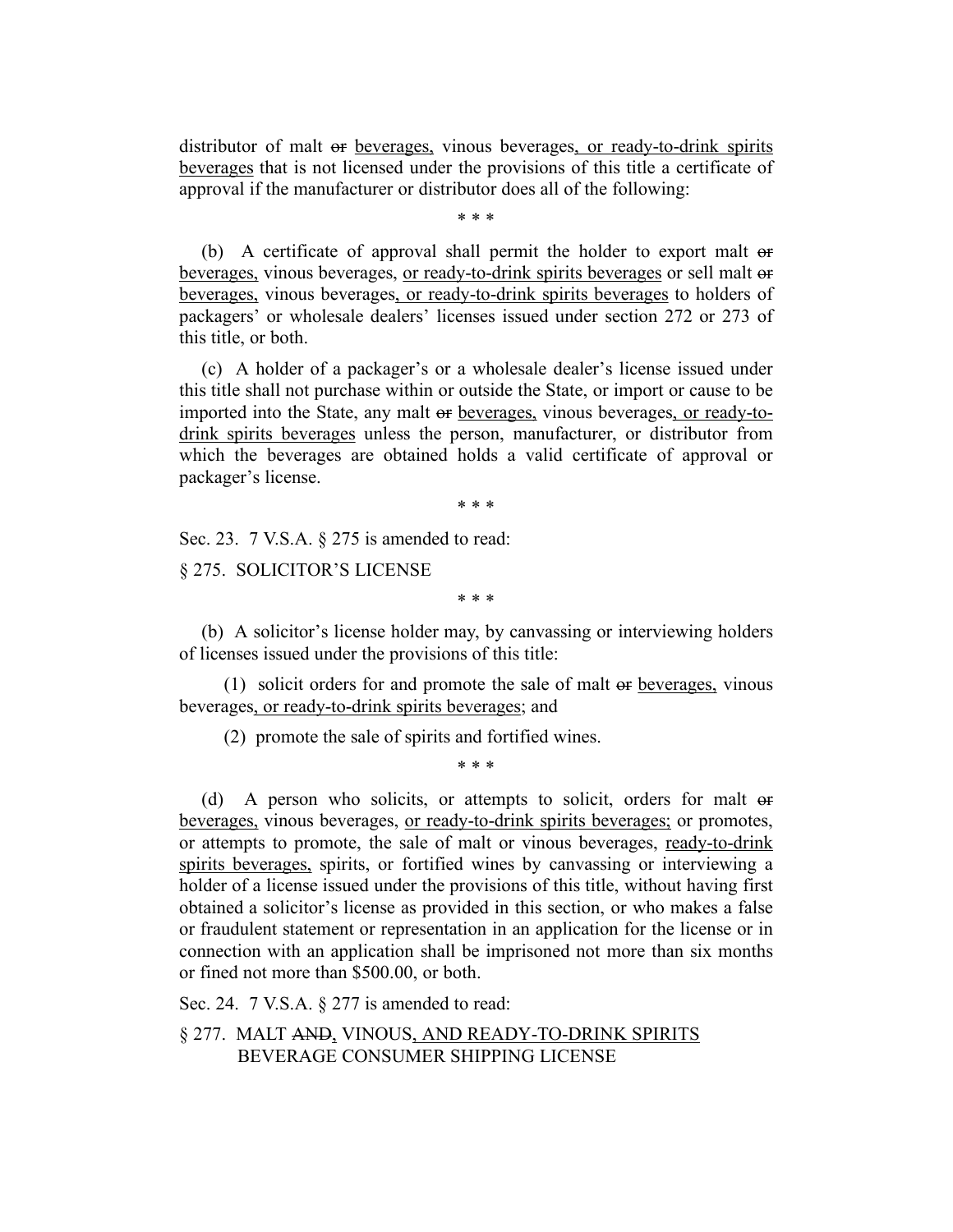distributor of malt ~~or~~ beverages, vinous beverages, or ready-to-drink spirits beverages that is not licensed under the provisions of this title a certificate of approval if the manufacturer or distributor does all of the following:

\* \* \*

(b) A certificate of approval shall permit the holder to export malt ~~or~~ beverages, vinous beverages, or ready-to-drink spirits beverages or sell malt ~~or~~ beverages, vinous beverages, or ready-to-drink spirits beverages to holders of packagers' or wholesale dealers' licenses issued under section 272 or 273 of this title, or both.

(c) A holder of a packager's or a wholesale dealer's license issued under this title shall not purchase within or outside the State, or import or cause to be imported into the State, any malt ~~or~~ beverages, vinous beverages, or ready-to-drink spirits beverages unless the person, manufacturer, or distributor from which the beverages are obtained holds a valid certificate of approval or packager's license.

\* \* \*

Sec. 23. 7 V.S.A. § 275 is amended to read:

§ 275. SOLICITOR'S LICENSE

\* \* \*

(b) A solicitor's license holder may, by canvassing or interviewing holders of licenses issued under the provisions of this title:

(1) solicit orders for and promote the sale of malt ~~or~~ beverages, vinous beverages, or ready-to-drink spirits beverages; and

(2) promote the sale of spirits and fortified wines.

\* \* \*

(d) A person who solicits, or attempts to solicit, orders for malt ~~or~~ beverages, vinous beverages, or ready-to-drink spirits beverages; or promotes, or attempts to promote, the sale of malt or vinous beverages, ready-to-drink spirits beverages, spirits, or fortified wines by canvassing or interviewing a holder of a license issued under the provisions of this title, without having first obtained a solicitor's license as provided in this section, or who makes a false or fraudulent statement or representation in an application for the license or in connection with an application shall be imprisoned not more than six months or fined not more than $500.00, or both.

Sec. 24. 7 V.S.A. § 277 is amended to read:

§ 277. MALT ~~AND~~, VINOUS, AND READY-TO-DRINK SPIRITS BEVERAGE CONSUMER SHIPPING LICENSE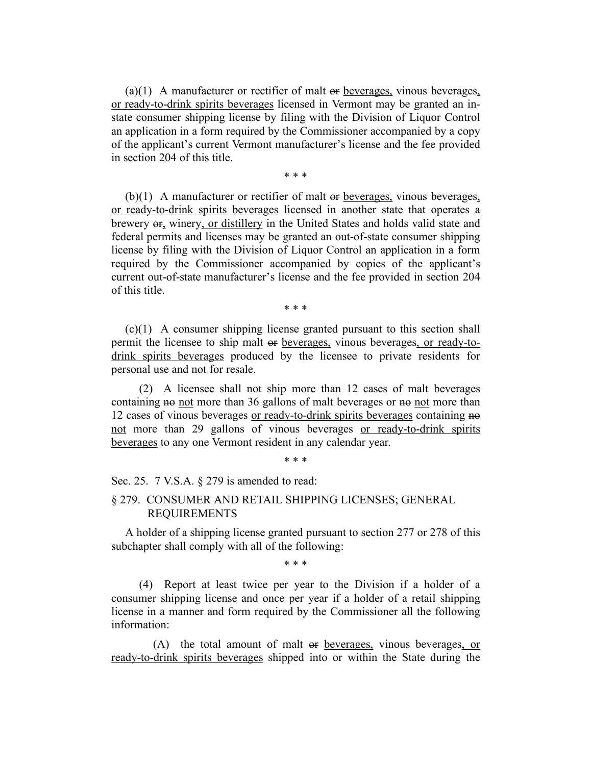(a)(1) A manufacturer or rectifier of malt ~~or~~ <u>beverages,</u> vinous beverages<u>, or ready-to-drink spirits beverages</u> licensed in Vermont may be granted an in-state consumer shipping license by filing with the Division of Liquor Control an application in a form required by the Commissioner accompanied by a copy of the applicant's current Vermont manufacturer's license and the fee provided in section 204 of this title.

\* \* \*

(b)(1) A manufacturer or rectifier of malt ~~or~~ <u>beverages,</u> vinous beverages<u>, or ready-to-drink spirits beverages</u> licensed in another state that operates a brewery ~~or~~<u>,</u> winery<u>, or distillery</u> in the United States and holds valid state and federal permits and licenses may be granted an out-of-state consumer shipping license by filing with the Division of Liquor Control an application in a form required by the Commissioner accompanied by copies of the applicant's current out-of-state manufacturer's license and the fee provided in section 204 of this title.

\* \* \*

(c)(1) A consumer shipping license granted pursuant to this section shall permit the licensee to ship malt ~~or~~ <u>beverages,</u> vinous beverages<u>, or ready-to-drink spirits beverages</u> produced by the licensee to private residents for personal use and not for resale.

(2) A licensee shall not ship more than 12 cases of malt beverages containing ~~no~~ <u>not</u> more than 36 gallons of malt beverages or ~~no~~ <u>not</u> more than 12 cases of vinous beverages <u>or ready-to-drink spirits beverages</u> containing ~~no~~ <u>not</u> more than 29 gallons of vinous beverages <u>or ready-to-drink spirits beverages</u> to any one Vermont resident in any calendar year.

\* \* \*

Sec. 25. 7 V.S.A. § 279 is amended to read:

§ 279. CONSUMER AND RETAIL SHIPPING LICENSES; GENERAL REQUIREMENTS

A holder of a shipping license granted pursuant to section 277 or 278 of this subchapter shall comply with all of the following:

\* \* \*

(4) Report at least twice per year to the Division if a holder of a consumer shipping license and once per year if a holder of a retail shipping license in a manner and form required by the Commissioner all the following information:

(A) the total amount of malt ~~or~~ <u>beverages,</u> vinous beverages<u>, or ready-to-drink spirits beverages</u> shipped into or within the State during the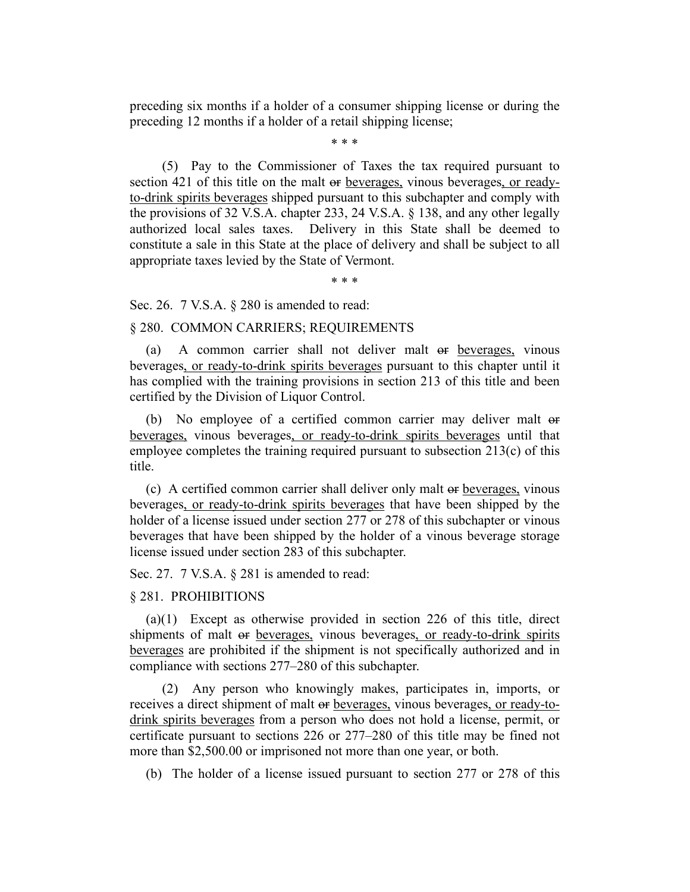preceding six months if a holder of a consumer shipping license or during the preceding 12 months if a holder of a retail shipping license;

\* \* \*

(5) Pay to the Commissioner of Taxes the tax required pursuant to section 421 of this title on the malt ~~or~~ beverages, vinous beverages, or ready-to-drink spirits beverages shipped pursuant to this subchapter and comply with the provisions of 32 V.S.A. chapter 233, 24 V.S.A. § 138, and any other legally authorized local sales taxes. Delivery in this State shall be deemed to constitute a sale in this State at the place of delivery and shall be subject to all appropriate taxes levied by the State of Vermont.

\* \* \*

Sec. 26. 7 V.S.A. § 280 is amended to read:

§ 280. COMMON CARRIERS; REQUIREMENTS

(a) A common carrier shall not deliver malt ~~or~~ beverages, vinous beverages, or ready-to-drink spirits beverages pursuant to this chapter until it has complied with the training provisions in section 213 of this title and been certified by the Division of Liquor Control.

(b) No employee of a certified common carrier may deliver malt ~~or~~ beverages, vinous beverages, or ready-to-drink spirits beverages until that employee completes the training required pursuant to subsection 213(c) of this title.

(c) A certified common carrier shall deliver only malt ~~or~~ beverages, vinous beverages, or ready-to-drink spirits beverages that have been shipped by the holder of a license issued under section 277 or 278 of this subchapter or vinous beverages that have been shipped by the holder of a vinous beverage storage license issued under section 283 of this subchapter.

Sec. 27. 7 V.S.A. § 281 is amended to read:

§ 281. PROHIBITIONS

(a)(1) Except as otherwise provided in section 226 of this title, direct shipments of malt ~~or~~ beverages, vinous beverages, or ready-to-drink spirits beverages are prohibited if the shipment is not specifically authorized and in compliance with sections 277–280 of this subchapter.

(2) Any person who knowingly makes, participates in, imports, or receives a direct shipment of malt ~~or~~ beverages, vinous beverages, or ready-to-drink spirits beverages from a person who does not hold a license, permit, or certificate pursuant to sections 226 or 277–280 of this title may be fined not more than $2,500.00 or imprisoned not more than one year, or both.

(b) The holder of a license issued pursuant to section 277 or 278 of this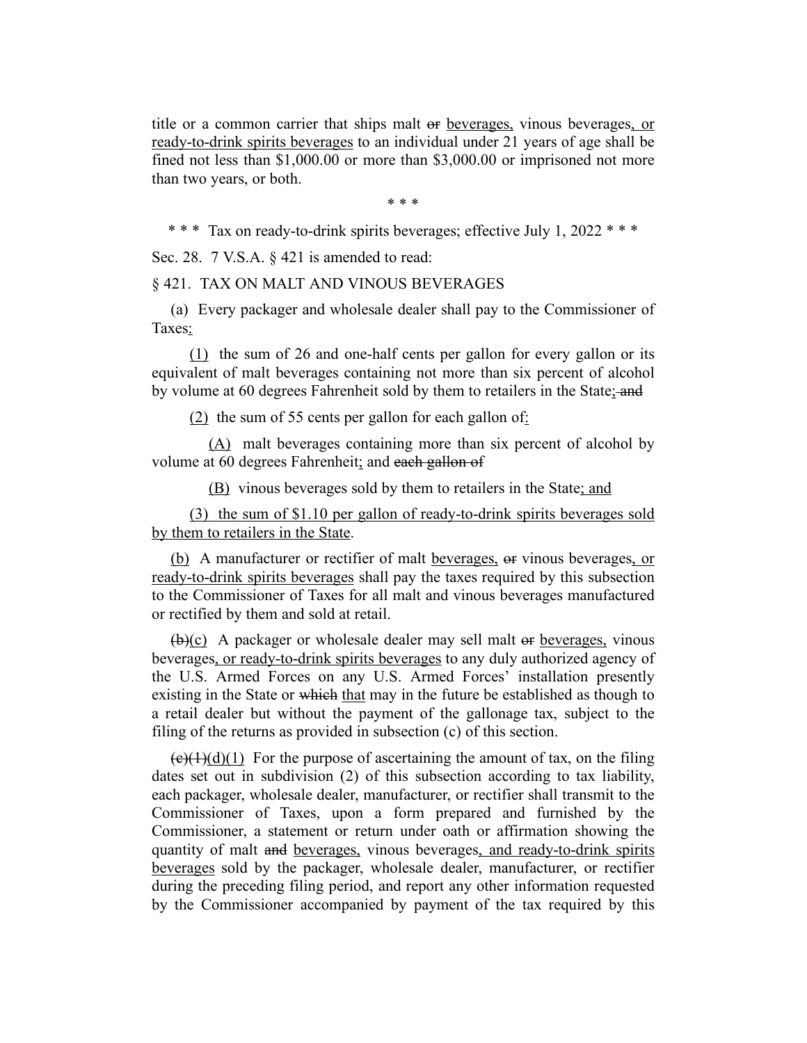title or a common carrier that ships malt ~~or~~ <u>beverages,</u> vinous beverages<u>, or ready-to-drink spirits beverages</u> to an individual under 21 years of age shall be fined not less than $1,000.00 or more than $3,000.00 or imprisoned not more than two years, or both.

\* \* \*

\* \* \* Tax on ready-to-drink spirits beverages; effective July 1, 2022 \* \* \*

Sec. 28. 7 V.S.A. § 421 is amended to read:

§ 421. TAX ON MALT AND VINOUS BEVERAGES

(a) Every packager and wholesale dealer shall pay to the Commissioner of Taxes<u>:</u>

<u>(1)</u> the sum of 26 and one-half cents per gallon for every gallon or its equivalent of malt beverages containing not more than six percent of alcohol by volume at 60 degrees Fahrenheit sold by them to retailers in the State<u>;</u> ~~and~~

<u>(2)</u> the sum of 55 cents per gallon for each gallon of<u>:</u>

<u>(A)</u> malt beverages containing more than six percent of alcohol by volume at 60 degrees Fahrenheit<u>;</u> and ~~each gallon of~~

<u>(B)</u> vinous beverages sold by them to retailers in the State<u>; and</u>

<u>(3) the sum of $1.10 per gallon of ready-to-drink spirits beverages sold by them to retailers in the State</u>.

<u>(b)</u> A manufacturer or rectifier of malt <u>beverages,</u> ~~or~~ vinous beverages<u>, or ready-to-drink spirits beverages</u> shall pay the taxes required by this subsection to the Commissioner of Taxes for all malt and vinous beverages manufactured or rectified by them and sold at retail.

~~(b)~~<u>(c)</u> A packager or wholesale dealer may sell malt ~~or~~ <u>beverages,</u> vinous beverages<u>, or ready-to-drink spirits beverages</u> to any duly authorized agency of the U.S. Armed Forces on any U.S. Armed Forces' installation presently existing in the State or ~~which~~ <u>that</u> may in the future be established as though to a retail dealer but without the payment of the gallonage tax, subject to the filing of the returns as provided in subsection (c) of this section.

~~(c)(1)~~<u>(d)(1)</u> For the purpose of ascertaining the amount of tax, on the filing dates set out in subdivision (2) of this subsection according to tax liability, each packager, wholesale dealer, manufacturer, or rectifier shall transmit to the Commissioner of Taxes, upon a form prepared and furnished by the Commissioner, a statement or return under oath or affirmation showing the quantity of malt ~~and~~ <u>beverages,</u> vinous beverages<u>, and ready-to-drink spirits beverages</u> sold by the packager, wholesale dealer, manufacturer, or rectifier during the preceding filing period, and report any other information requested by the Commissioner accompanied by payment of the tax required by this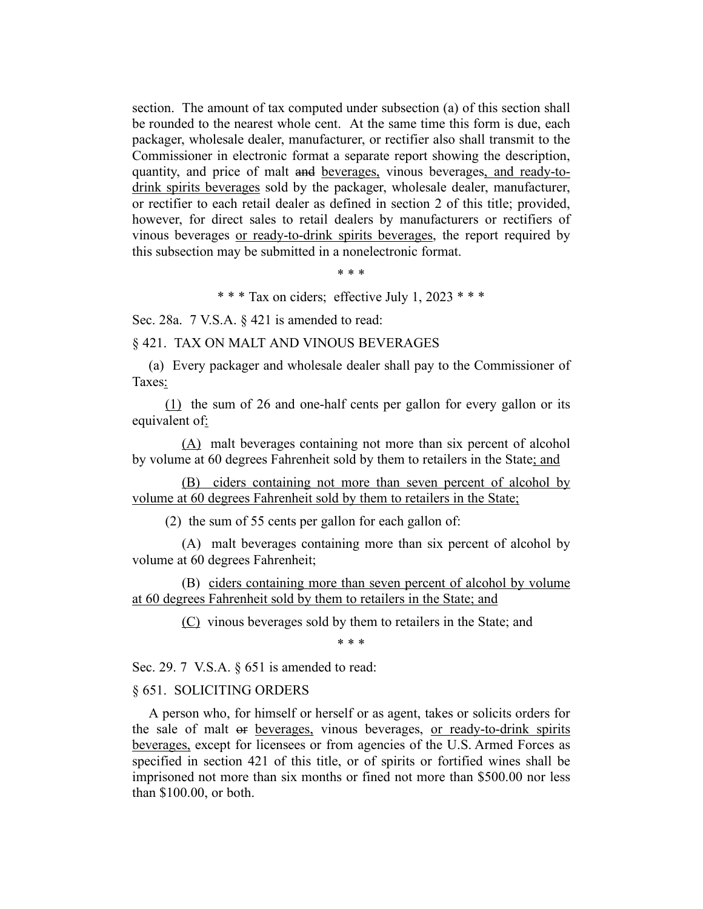section. The amount of tax computed under subsection (a) of this section shall be rounded to the nearest whole cent. At the same time this form is due, each packager, wholesale dealer, manufacturer, or rectifier also shall transmit to the Commissioner in electronic format a separate report showing the description, quantity, and price of malt ~~and~~ beverages, vinous beverages, and ready-to-drink spirits beverages sold by the packager, wholesale dealer, manufacturer, or rectifier to each retail dealer as defined in section 2 of this title; provided, however, for direct sales to retail dealers by manufacturers or rectifiers of vinous beverages or ready-to-drink spirits beverages, the report required by this subsection may be submitted in a nonelectronic format.

\* \* \*

\* \* \* Tax on ciders; effective July 1, 2023 \* \* \*

Sec. 28a. 7 V.S.A. § 421 is amended to read:

§ 421. TAX ON MALT AND VINOUS BEVERAGES

(a) Every packager and wholesale dealer shall pay to the Commissioner of Taxes:

(1) the sum of 26 and one-half cents per gallon for every gallon or its equivalent of:

(A) malt beverages containing not more than six percent of alcohol by volume at 60 degrees Fahrenheit sold by them to retailers in the State; and

(B) ciders containing not more than seven percent of alcohol by volume at 60 degrees Fahrenheit sold by them to retailers in the State;

(2) the sum of 55 cents per gallon for each gallon of:

(A) malt beverages containing more than six percent of alcohol by volume at 60 degrees Fahrenheit;

(B) ciders containing more than seven percent of alcohol by volume at 60 degrees Fahrenheit sold by them to retailers in the State; and

(C) vinous beverages sold by them to retailers in the State; and

\* \* \*

Sec. 29. 7 V.S.A. § 651 is amended to read:

§ 651. SOLICITING ORDERS

A person who, for himself or herself or as agent, takes or solicits orders for the sale of malt ~~or~~ beverages, vinous beverages, or ready-to-drink spirits beverages, except for licensees or from agencies of the U.S. Armed Forces as specified in section 421 of this title, or of spirits or fortified wines shall be imprisoned not more than six months or fined not more than $500.00 nor less than $100.00, or both.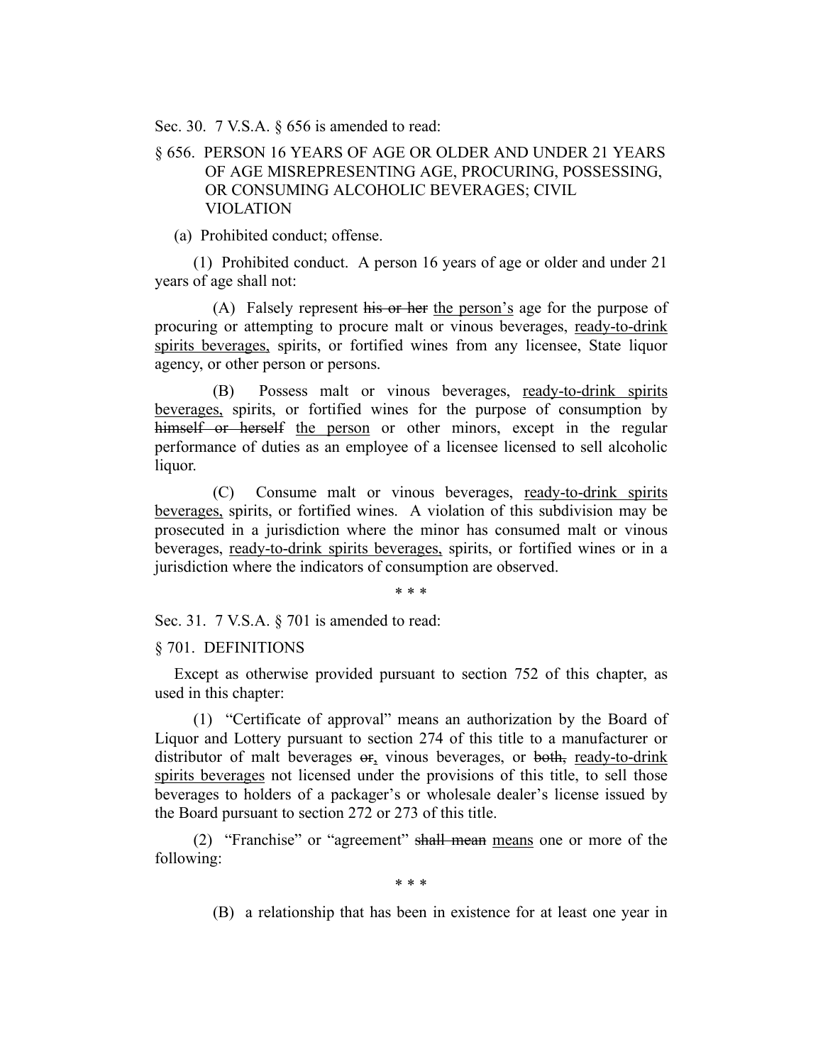Sec. 30. 7 V.S.A. § 656 is amended to read:

§ 656. PERSON 16 YEARS OF AGE OR OLDER AND UNDER 21 YEARS OF AGE MISREPRESENTING AGE, PROCURING, POSSESSING, OR CONSUMING ALCOHOLIC BEVERAGES; CIVIL VIOLATION

(a) Prohibited conduct; offense.

(1) Prohibited conduct. A person 16 years of age or older and under 21 years of age shall not:

(A) Falsely represent ~~his or her~~ the person's age for the purpose of procuring or attempting to procure malt or vinous beverages, ready-to-drink spirits beverages, spirits, or fortified wines from any licensee, State liquor agency, or other person or persons.

(B) Possess malt or vinous beverages, ready-to-drink spirits beverages, spirits, or fortified wines for the purpose of consumption by ~~himself or herself~~ the person or other minors, except in the regular performance of duties as an employee of a licensee licensed to sell alcoholic liquor.

(C) Consume malt or vinous beverages, ready-to-drink spirits beverages, spirits, or fortified wines. A violation of this subdivision may be prosecuted in a jurisdiction where the minor has consumed malt or vinous beverages, ready-to-drink spirits beverages, spirits, or fortified wines or in a jurisdiction where the indicators of consumption are observed.

\* \* \*

Sec. 31. 7 V.S.A. § 701 is amended to read:

§ 701. DEFINITIONS

Except as otherwise provided pursuant to section 752 of this chapter, as used in this chapter:

(1) "Certificate of approval" means an authorization by the Board of Liquor and Lottery pursuant to section 274 of this title to a manufacturer or distributor of malt beverages ~~or~~, vinous beverages, or ~~both,~~ ready-to-drink spirits beverages not licensed under the provisions of this title, to sell those beverages to holders of a packager's or wholesale dealer's license issued by the Board pursuant to section 272 or 273 of this title.

(2) "Franchise" or "agreement" ~~shall mean~~ means one or more of the following:

\* \* \*

(B) a relationship that has been in existence for at least one year in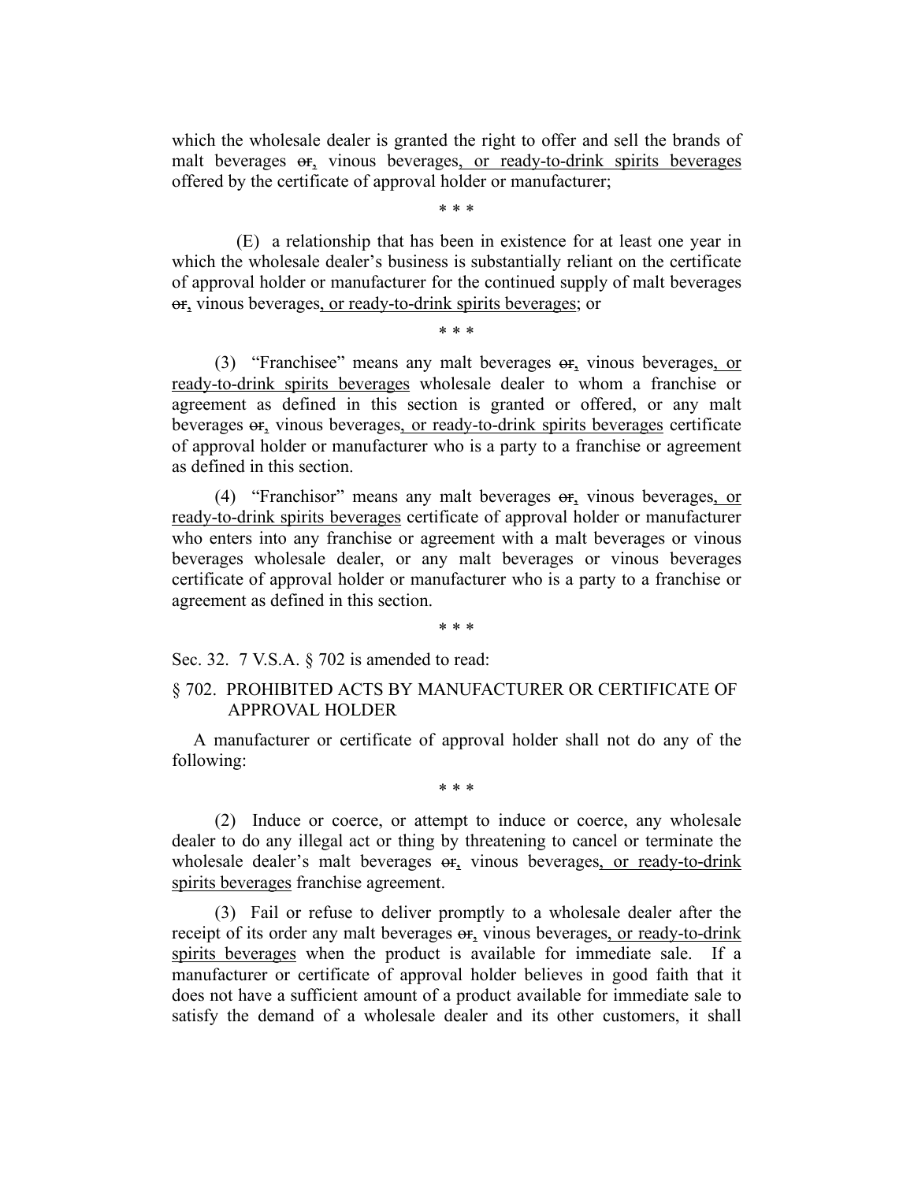which the wholesale dealer is granted the right to offer and sell the brands of malt beverages ~~or~~, vinous beverages, or ready-to-drink spirits beverages offered by the certificate of approval holder or manufacturer;

\* \* \*

(E) a relationship that has been in existence for at least one year in which the wholesale dealer's business is substantially reliant on the certificate of approval holder or manufacturer for the continued supply of malt beverages ~~or~~, vinous beverages, or ready-to-drink spirits beverages; or

\* \* \*

(3) "Franchisee" means any malt beverages ~~or~~, vinous beverages, or ready-to-drink spirits beverages wholesale dealer to whom a franchise or agreement as defined in this section is granted or offered, or any malt beverages ~~or~~, vinous beverages, or ready-to-drink spirits beverages certificate of approval holder or manufacturer who is a party to a franchise or agreement as defined in this section.

(4) "Franchisor" means any malt beverages ~~or~~, vinous beverages, or ready-to-drink spirits beverages certificate of approval holder or manufacturer who enters into any franchise or agreement with a malt beverages or vinous beverages wholesale dealer, or any malt beverages or vinous beverages certificate of approval holder or manufacturer who is a party to a franchise or agreement as defined in this section.

\* \* \*

Sec. 32. 7 V.S.A. § 702 is amended to read:

§ 702. PROHIBITED ACTS BY MANUFACTURER OR CERTIFICATE OF APPROVAL HOLDER

A manufacturer or certificate of approval holder shall not do any of the following:

\* \* \*

(2) Induce or coerce, or attempt to induce or coerce, any wholesale dealer to do any illegal act or thing by threatening to cancel or terminate the wholesale dealer's malt beverages ~~or~~, vinous beverages, or ready-to-drink spirits beverages franchise agreement.

(3) Fail or refuse to deliver promptly to a wholesale dealer after the receipt of its order any malt beverages ~~or~~, vinous beverages, or ready-to-drink spirits beverages when the product is available for immediate sale. If a manufacturer or certificate of approval holder believes in good faith that it does not have a sufficient amount of a product available for immediate sale to satisfy the demand of a wholesale dealer and its other customers, it shall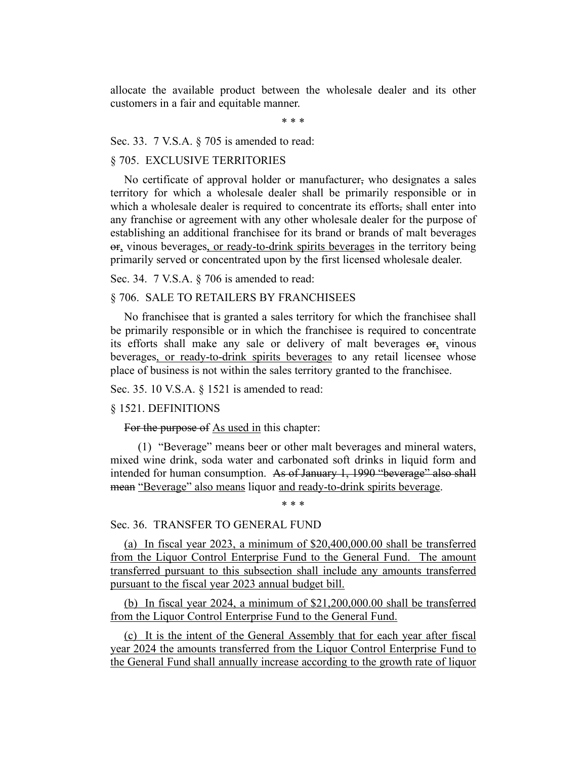allocate the available product between the wholesale dealer and its other customers in a fair and equitable manner.

\* \* \*

Sec. 33. 7 V.S.A. § 705 is amended to read:

§ 705. EXCLUSIVE TERRITORIES

No certificate of approval holder or manufacturer~~,~~ who designates a sales territory for which a wholesale dealer shall be primarily responsible or in which a wholesale dealer is required to concentrate its efforts~~,~~ shall enter into any franchise or agreement with any other wholesale dealer for the purpose of establishing an additional franchisee for its brand or brands of malt beverages ~~or~~<u>,</u> vinous beverages<u>, or ready-to-drink spirits beverages</u> in the territory being primarily served or concentrated upon by the first licensed wholesale dealer.

Sec. 34. 7 V.S.A. § 706 is amended to read:

§ 706. SALE TO RETAILERS BY FRANCHISEES

No franchisee that is granted a sales territory for which the franchisee shall be primarily responsible or in which the franchisee is required to concentrate its efforts shall make any sale or delivery of malt beverages ~~or~~<u>,</u> vinous beverages<u>, or ready-to-drink spirits beverages</u> to any retail licensee whose place of business is not within the sales territory granted to the franchisee.

Sec. 35. 10 V.S.A. § 1521 is amended to read:

§ 1521. DEFINITIONS

~~For the purpose of~~ <u>As used in</u> this chapter:

(1) "Beverage" means beer or other malt beverages and mineral waters, mixed wine drink, soda water and carbonated soft drinks in liquid form and intended for human consumption. ~~As of January 1, 1990 "beverage" also shall mean~~ <u>"Beverage" also means</u> liquor <u>and ready-to-drink spirits beverage</u>.

\* \* \*

Sec. 36. TRANSFER TO GENERAL FUND

<u>(a) In fiscal year 2023, a minimum of $20,400,000.00 shall be transferred from the Liquor Control Enterprise Fund to the General Fund. The amount transferred pursuant to this subsection shall include any amounts transferred pursuant to the fiscal year 2023 annual budget bill.</u>

<u>(b) In fiscal year 2024, a minimum of $21,200,000.00 shall be transferred from the Liquor Control Enterprise Fund to the General Fund.</u>

<u>(c) It is the intent of the General Assembly that for each year after fiscal year 2024 the amounts transferred from the Liquor Control Enterprise Fund to the General Fund shall annually increase according to the growth rate of liquor</u>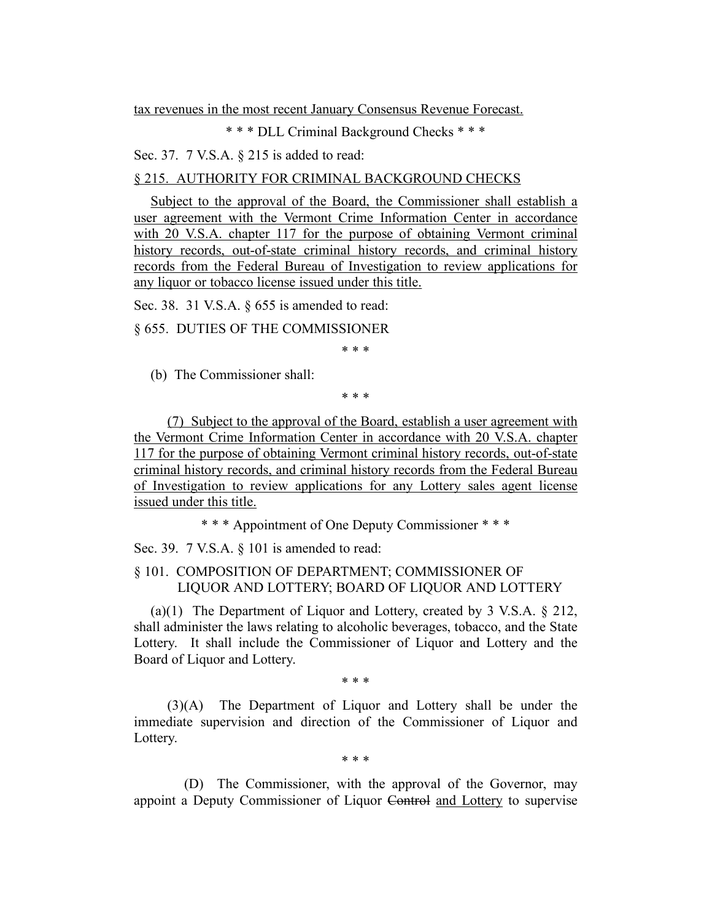tax revenues in the most recent January Consensus Revenue Forecast.

\* \* \* DLL Criminal Background Checks \* \* \*

Sec. 37. 7 V.S.A. § 215 is added to read:

§ 215. AUTHORITY FOR CRIMINAL BACKGROUND CHECKS

Subject to the approval of the Board, the Commissioner shall establish a user agreement with the Vermont Crime Information Center in accordance with 20 V.S.A. chapter 117 for the purpose of obtaining Vermont criminal history records, out-of-state criminal history records, and criminal history records from the Federal Bureau of Investigation to review applications for any liquor or tobacco license issued under this title.

Sec. 38. 31 V.S.A. § 655 is amended to read:

§ 655. DUTIES OF THE COMMISSIONER

\* \* \*

(b) The Commissioner shall:

\* \* \*

(7) Subject to the approval of the Board, establish a user agreement with the Vermont Crime Information Center in accordance with 20 V.S.A. chapter 117 for the purpose of obtaining Vermont criminal history records, out-of-state criminal history records, and criminal history records from the Federal Bureau of Investigation to review applications for any Lottery sales agent license issued under this title.

\* \* \* Appointment of One Deputy Commissioner \* \* \*

Sec. 39. 7 V.S.A. § 101 is amended to read:

§ 101. COMPOSITION OF DEPARTMENT; COMMISSIONER OF LIQUOR AND LOTTERY; BOARD OF LIQUOR AND LOTTERY

(a)(1) The Department of Liquor and Lottery, created by 3 V.S.A. § 212, shall administer the laws relating to alcoholic beverages, tobacco, and the State Lottery. It shall include the Commissioner of Liquor and Lottery and the Board of Liquor and Lottery.

\* \* \*

(3)(A) The Department of Liquor and Lottery shall be under the immediate supervision and direction of the Commissioner of Liquor and Lottery.

\* \* \*

(D) The Commissioner, with the approval of the Governor, may appoint a Deputy Commissioner of Liquor ~~Control~~ and Lottery to supervise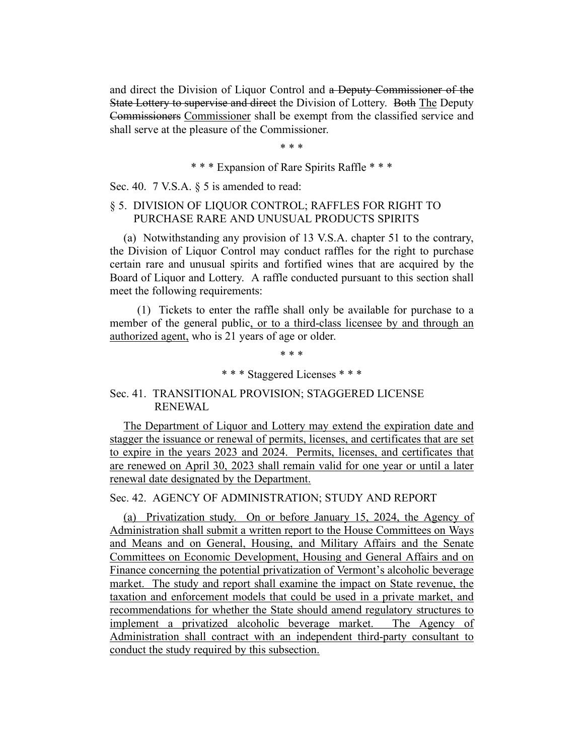and direct the Division of Liquor Control and ~~a Deputy Commissioner of the State Lottery to supervise and direct~~ the Division of Lottery. ~~Both~~ <u>The</u> Deputy ~~Commissioners~~ <u>Commissioner</u> shall be exempt from the classified service and shall serve at the pleasure of the Commissioner.

\* \* \*

\* \* \* Expansion of Rare Spirits Raffle \* \* \*

Sec. 40. 7 V.S.A. § 5 is amended to read:

§ 5. DIVISION OF LIQUOR CONTROL; RAFFLES FOR RIGHT TO PURCHASE RARE AND UNUSUAL PRODUCTS SPIRITS

(a) Notwithstanding any provision of 13 V.S.A. chapter 51 to the contrary, the Division of Liquor Control may conduct raffles for the right to purchase certain rare and unusual spirits and fortified wines that are acquired by the Board of Liquor and Lottery. A raffle conducted pursuant to this section shall meet the following requirements:

(1) Tickets to enter the raffle shall only be available for purchase to a member of the general public<u>, or to a third-class licensee by and through an authorized agent,</u> who is 21 years of age or older.

\* \* \*

\* \* \* Staggered Licenses \* \* \*

Sec. 41. TRANSITIONAL PROVISION; STAGGERED LICENSE RENEWAL

<u>The Department of Liquor and Lottery may extend the expiration date and stagger the issuance or renewal of permits, licenses, and certificates that are set to expire in the years 2023 and 2024. Permits, licenses, and certificates that are renewed on April 30, 2023 shall remain valid for one year or until a later renewal date designated by the Department.</u>

Sec. 42. AGENCY OF ADMINISTRATION; STUDY AND REPORT

<u>(a) Privatization study. On or before January 15, 2024, the Agency of Administration shall submit a written report to the House Committees on Ways and Means and on General, Housing, and Military Affairs and the Senate Committees on Economic Development, Housing and General Affairs and on Finance concerning the potential privatization of Vermont's alcoholic beverage market. The study and report shall examine the impact on State revenue, the taxation and enforcement models that could be used in a private market, and recommendations for whether the State should amend regulatory structures to implement a privatized alcoholic beverage market. The Agency of Administration shall contract with an independent third-party consultant to conduct the study required by this subsection.</u>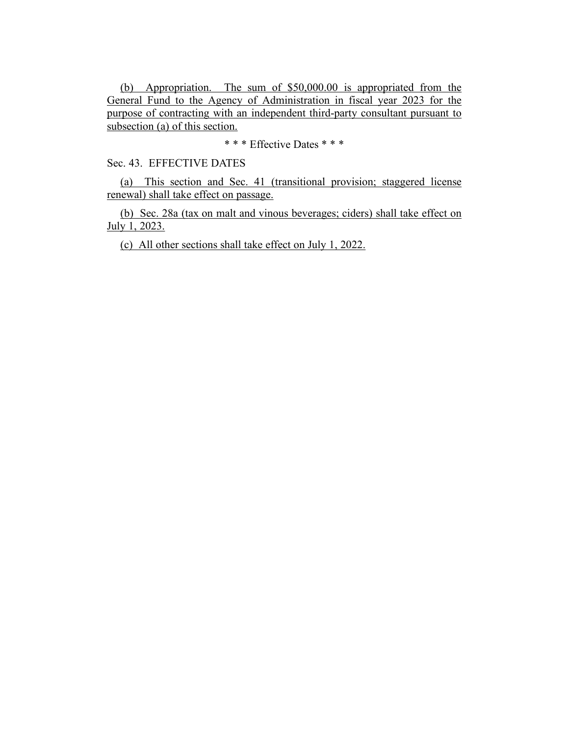(b) Appropriation. The sum of $50,000.00 is appropriated from the General Fund to the Agency of Administration in fiscal year 2023 for the purpose of contracting with an independent third-party consultant pursuant to subsection (a) of this section.

\* \* \* Effective Dates \* \* \*

Sec. 43. EFFECTIVE DATES

(a) This section and Sec. 41 (transitional provision; staggered license renewal) shall take effect on passage.

(b) Sec. 28a (tax on malt and vinous beverages; ciders) shall take effect on July 1, 2023.

(c) All other sections shall take effect on July 1, 2022.